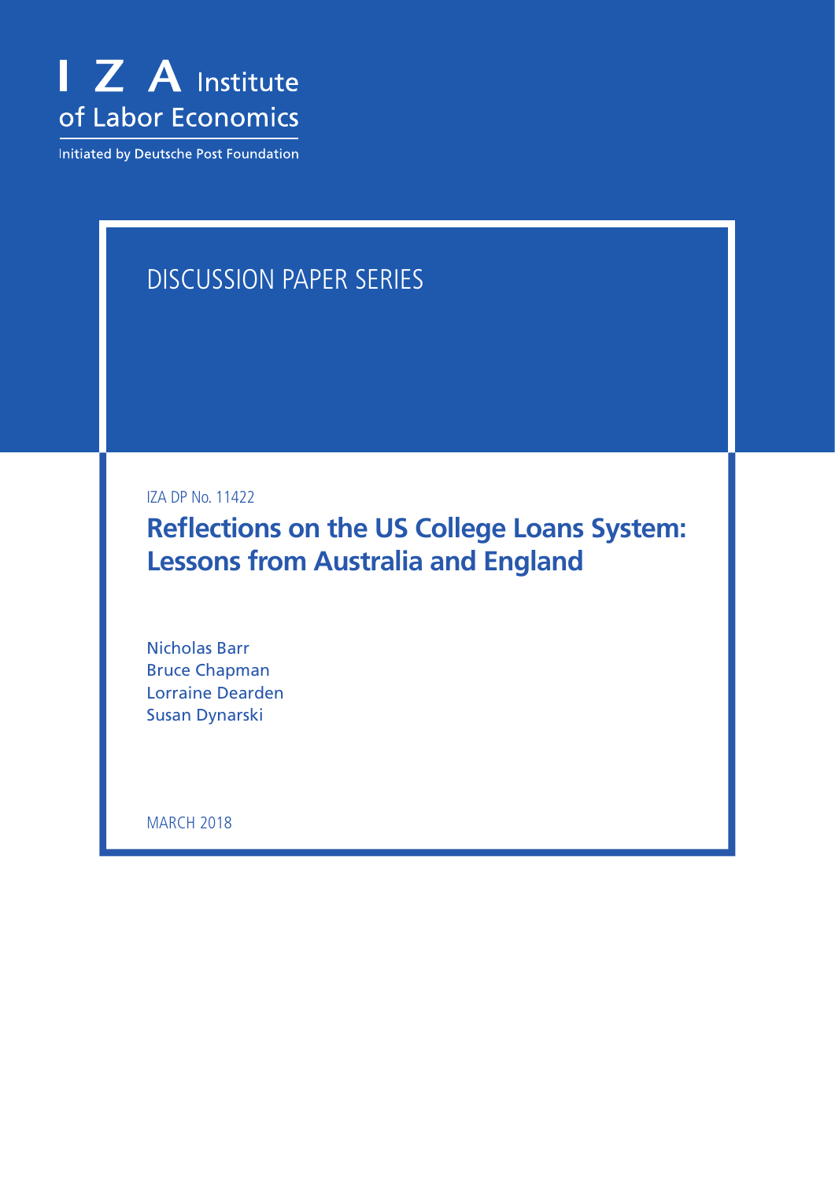I Z A Institute of Labor Economics

Initiated by Deutsche Post Foundation

DISCUSSION PAPER SERIES

IZA DP No. 11422

# Reflections on the US College Loans System: Lessons from Australia and England

Nicholas Barr
Bruce Chapman
Lorraine Dearden
Susan Dynarski

MARCH 2018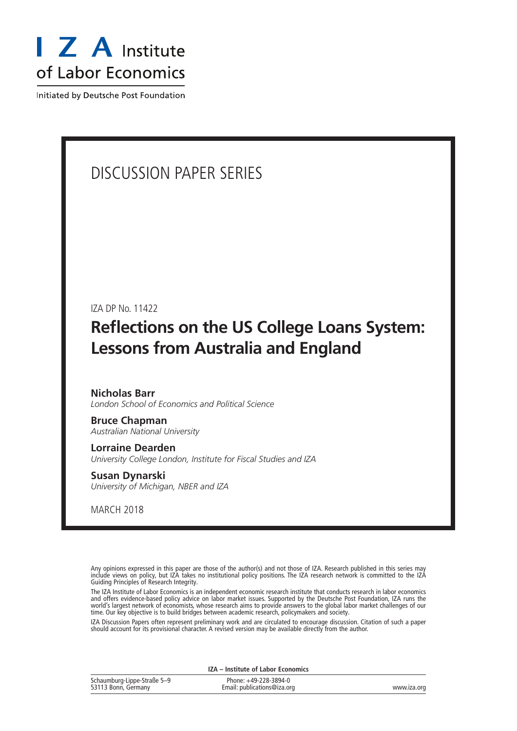# I Z A Institute of Labor Economics

Initiated by Deutsche Post Foundation

DISCUSSION PAPER SERIES

IZA DP No. 11422

# Reflections on the US College Loans System: Lessons from Australia and England

**Nicholas Barr**
*London School of Economics and Political Science*

**Bruce Chapman**
*Australian National University*

**Lorraine Dearden**
*University College London, Institute for Fiscal Studies and IZA*

**Susan Dynarski**
*University of Michigan, NBER and IZA*

MARCH 2018

Any opinions expressed in this paper are those of the author(s) and not those of IZA. Research published in this series may include views on policy, but IZA takes no institutional policy positions. The IZA research network is committed to the IZA Guiding Principles of Research Integrity.

The IZA Institute of Labor Economics is an independent economic research institute that conducts research in labor economics and offers evidence-based policy advice on labor market issues. Supported by the Deutsche Post Foundation, IZA runs the world's largest network of economists, whose research aims to provide answers to the global labor market challenges of our time. Our key objective is to build bridges between academic research, policymakers and society.

IZA Discussion Papers often represent preliminary work and are circulated to encourage discussion. Citation of such a paper should account for its provisional character. A revised version may be available directly from the author.

**IZA – Institute of Labor Economics**

Schaumburg-Lippe-Straße 5–9
53113 Bonn, Germany

Phone: +49-228-3894-0
Email: publications@iza.org

www.iza.org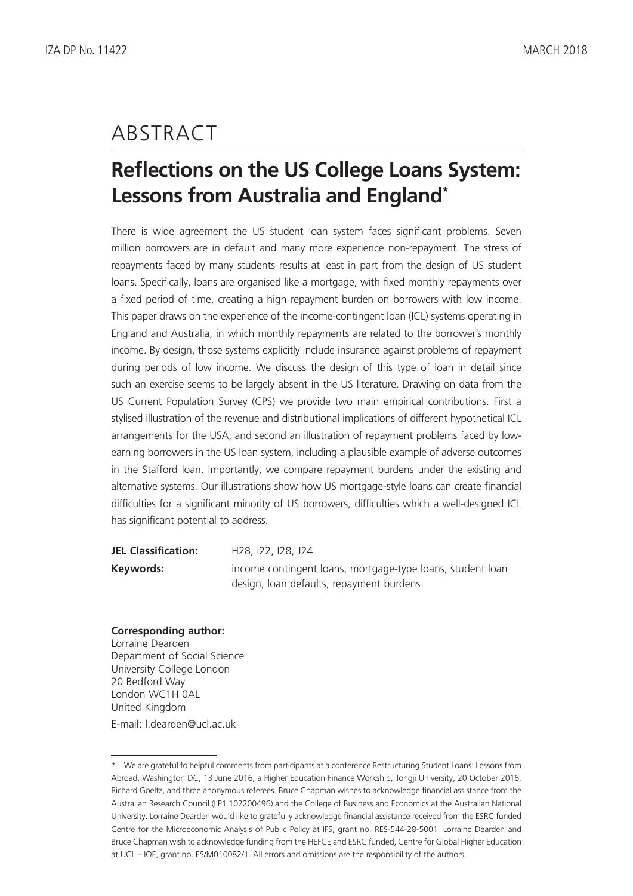# ABSTRACT

## Reflections on the US College Loans System: Lessons from Australia and England*

There is wide agreement the US student loan system faces significant problems. Seven million borrowers are in default and many more experience non-repayment. The stress of repayments faced by many students results at least in part from the design of US student loans. Specifically, loans are organised like a mortgage, with fixed monthly repayments over a fixed period of time, creating a high repayment burden on borrowers with low income. This paper draws on the experience of the income-contingent loan (ICL) systems operating in England and Australia, in which monthly repayments are related to the borrower's monthly income. By design, those systems explicitly include insurance against problems of repayment during periods of low income. We discuss the design of this type of loan in detail since such an exercise seems to be largely absent in the US literature. Drawing on data from the US Current Population Survey (CPS) we provide two main empirical contributions. First a stylised illustration of the revenue and distributional implications of different hypothetical ICL arrangements for the USA; and second an illustration of repayment problems faced by low-earning borrowers in the US loan system, including a plausible example of adverse outcomes in the Stafford loan. Importantly, we compare repayment burdens under the existing and alternative systems. Our illustrations show how US mortgage-style loans can create financial difficulties for a significant minority of US borrowers, difficulties which a well-designed ICL has significant potential to address.

**JEL Classification:** H28, I22, I28, J24

**Keywords:** income contingent loans, mortgage-type loans, student loan design, loan defaults, repayment burdens

**Corresponding author:**
Lorraine Dearden
Department of Social Science
University College London
20 Bedford Way
London WC1H 0AL
United Kingdom
E-mail: l.dearden@ucl.ac.uk

---

\* We are grateful fo helpful comments from participants at a conference Restructuring Student Loans: Lessons from Abroad, Washington DC, 13 June 2016, a Higher Education Finance Workship, Tongji University, 20 October 2016, Richard Goeltz, and three anonymous referees. Bruce Chapman wishes to acknowledge financial assistance from the Australian Research Council (LP1 102200496) and the College of Business and Economics at the Australian National University. Lorraine Dearden would like to gratefully acknowledge financial assistance received from the ESRC funded Centre for the Microeconomic Analysis of Public Policy at IFS, grant no. RES-544-28-5001. Lorraine Dearden and Bruce Chapman wish to acknowledge funding from the HEFCE and ESRC funded, Centre for Global Higher Education at UCL – IOE, grant no. ES/M010082/1. All errors and omissions are the responsibility of the authors.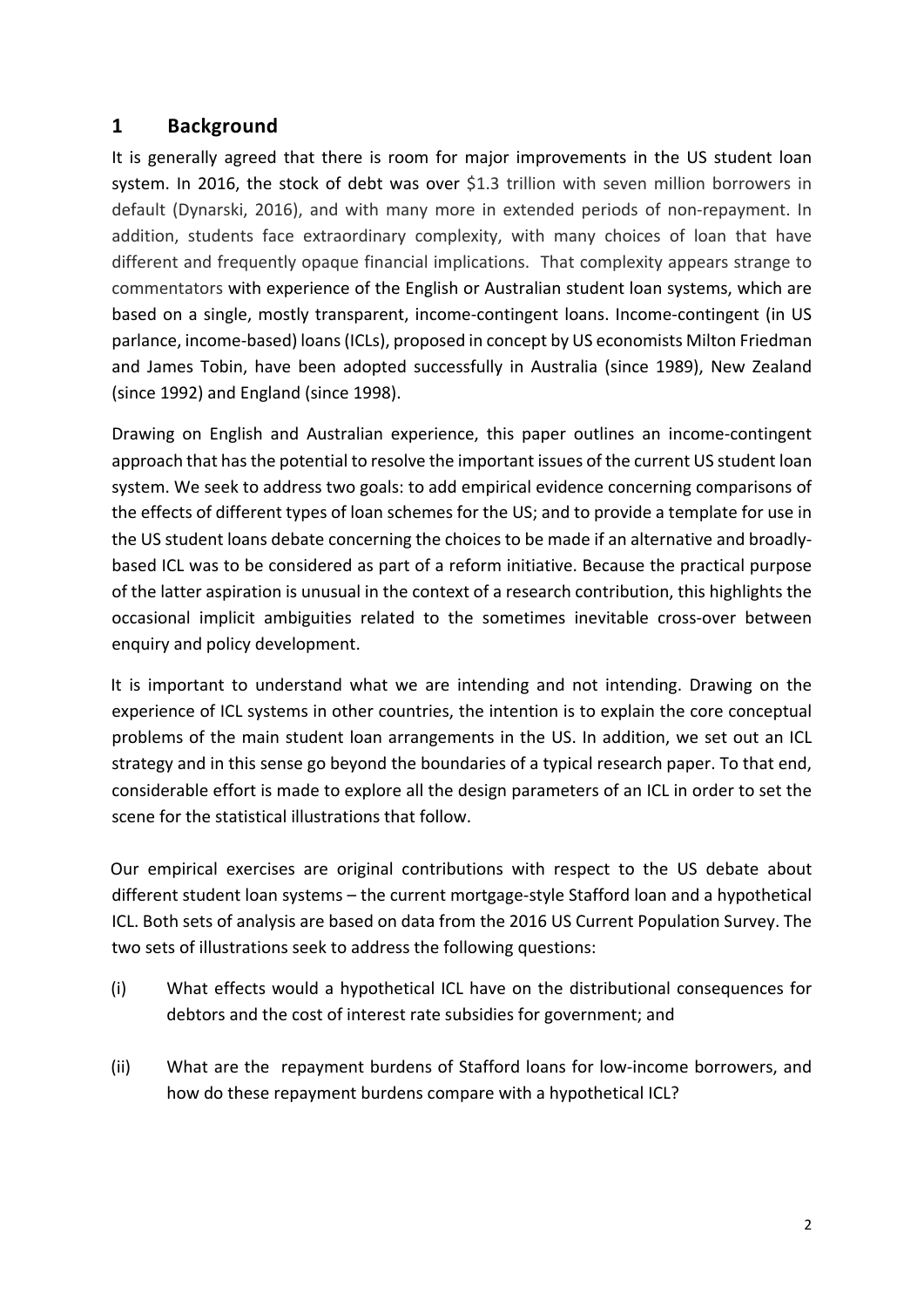## 1 Background

It is generally agreed that there is room for major improvements in the US student loan system. In 2016, the stock of debt was over $1.3 trillion with seven million borrowers in default (Dynarski, 2016), and with many more in extended periods of non-repayment. In addition, students face extraordinary complexity, with many choices of loan that have different and frequently opaque financial implications. That complexity appears strange to commentators with experience of the English or Australian student loan systems, which are based on a single, mostly transparent, income-contingent loans. Income-contingent (in US parlance, income-based) loans (ICLs), proposed in concept by US economists Milton Friedman and James Tobin, have been adopted successfully in Australia (since 1989), New Zealand (since 1992) and England (since 1998).

Drawing on English and Australian experience, this paper outlines an income-contingent approach that has the potential to resolve the important issues of the current US student loan system. We seek to address two goals: to add empirical evidence concerning comparisons of the effects of different types of loan schemes for the US; and to provide a template for use in the US student loans debate concerning the choices to be made if an alternative and broadly-based ICL was to be considered as part of a reform initiative. Because the practical purpose of the latter aspiration is unusual in the context of a research contribution, this highlights the occasional implicit ambiguities related to the sometimes inevitable cross-over between enquiry and policy development.

It is important to understand what we are intending and not intending. Drawing on the experience of ICL systems in other countries, the intention is to explain the core conceptual problems of the main student loan arrangements in the US. In addition, we set out an ICL strategy and in this sense go beyond the boundaries of a typical research paper. To that end, considerable effort is made to explore all the design parameters of an ICL in order to set the scene for the statistical illustrations that follow.

Our empirical exercises are original contributions with respect to the US debate about different student loan systems – the current mortgage-style Stafford loan and a hypothetical ICL. Both sets of analysis are based on data from the 2016 US Current Population Survey. The two sets of illustrations seek to address the following questions:

(i) What effects would a hypothetical ICL have on the distributional consequences for debtors and the cost of interest rate subsidies for government; and

(ii) What are the repayment burdens of Stafford loans for low-income borrowers, and how do these repayment burdens compare with a hypothetical ICL?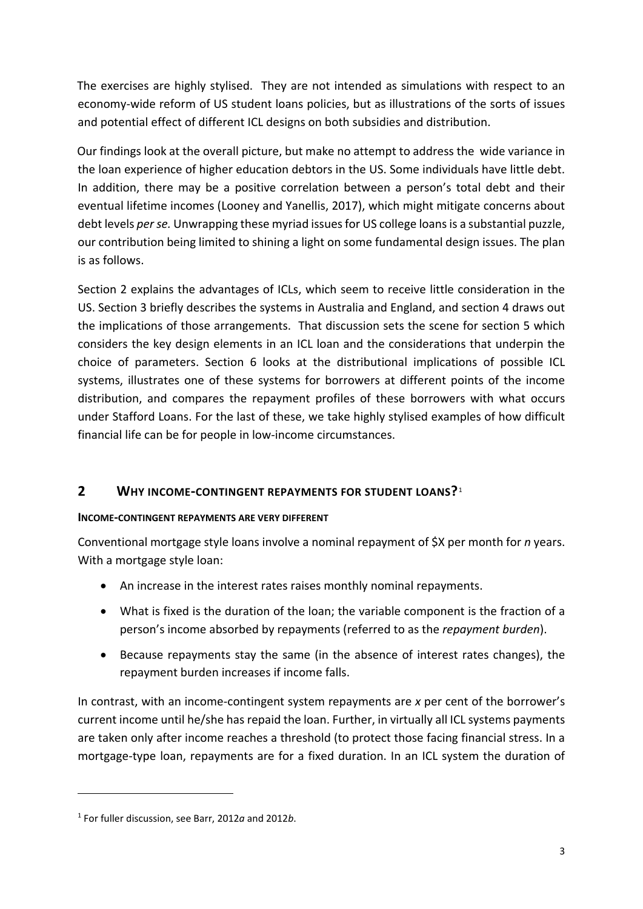The exercises are highly stylised. They are not intended as simulations with respect to an economy-wide reform of US student loans policies, but as illustrations of the sorts of issues and potential effect of different ICL designs on both subsidies and distribution.

Our findings look at the overall picture, but make no attempt to address the wide variance in the loan experience of higher education debtors in the US. Some individuals have little debt. In addition, there may be a positive correlation between a person's total debt and their eventual lifetime incomes (Looney and Yanellis, 2017), which might mitigate concerns about debt levels *per se.* Unwrapping these myriad issues for US college loans is a substantial puzzle, our contribution being limited to shining a light on some fundamental design issues. The plan is as follows.

Section 2 explains the advantages of ICLs, which seem to receive little consideration in the US. Section 3 briefly describes the systems in Australia and England, and section 4 draws out the implications of those arrangements. That discussion sets the scene for section 5 which considers the key design elements in an ICL loan and the considerations that underpin the choice of parameters. Section 6 looks at the distributional implications of possible ICL systems, illustrates one of these systems for borrowers at different points of the income distribution, and compares the repayment profiles of these borrowers with what occurs under Stafford Loans. For the last of these, we take highly stylised examples of how difficult financial life can be for people in low-income circumstances.

## 2 WHY INCOME-CONTINGENT REPAYMENTS FOR STUDENT LOANS?[1]

### INCOME-CONTINGENT REPAYMENTS ARE VERY DIFFERENT

Conventional mortgage style loans involve a nominal repayment of $X per month for *n* years. With a mortgage style loan:

- An increase in the interest rates raises monthly nominal repayments.
- What is fixed is the duration of the loan; the variable component is the fraction of a person's income absorbed by repayments (referred to as the *repayment burden*).
- Because repayments stay the same (in the absence of interest rates changes), the repayment burden increases if income falls.

In contrast, with an income-contingent system repayments are *x* per cent of the borrower's current income until he/she has repaid the loan. Further, in virtually all ICL systems payments are taken only after income reaches a threshold (to protect those facing financial stress. In a mortgage-type loan, repayments are for a fixed duration. In an ICL system the duration of

[1] For fuller discussion, see Barr, 2012*a* and 2012*b*.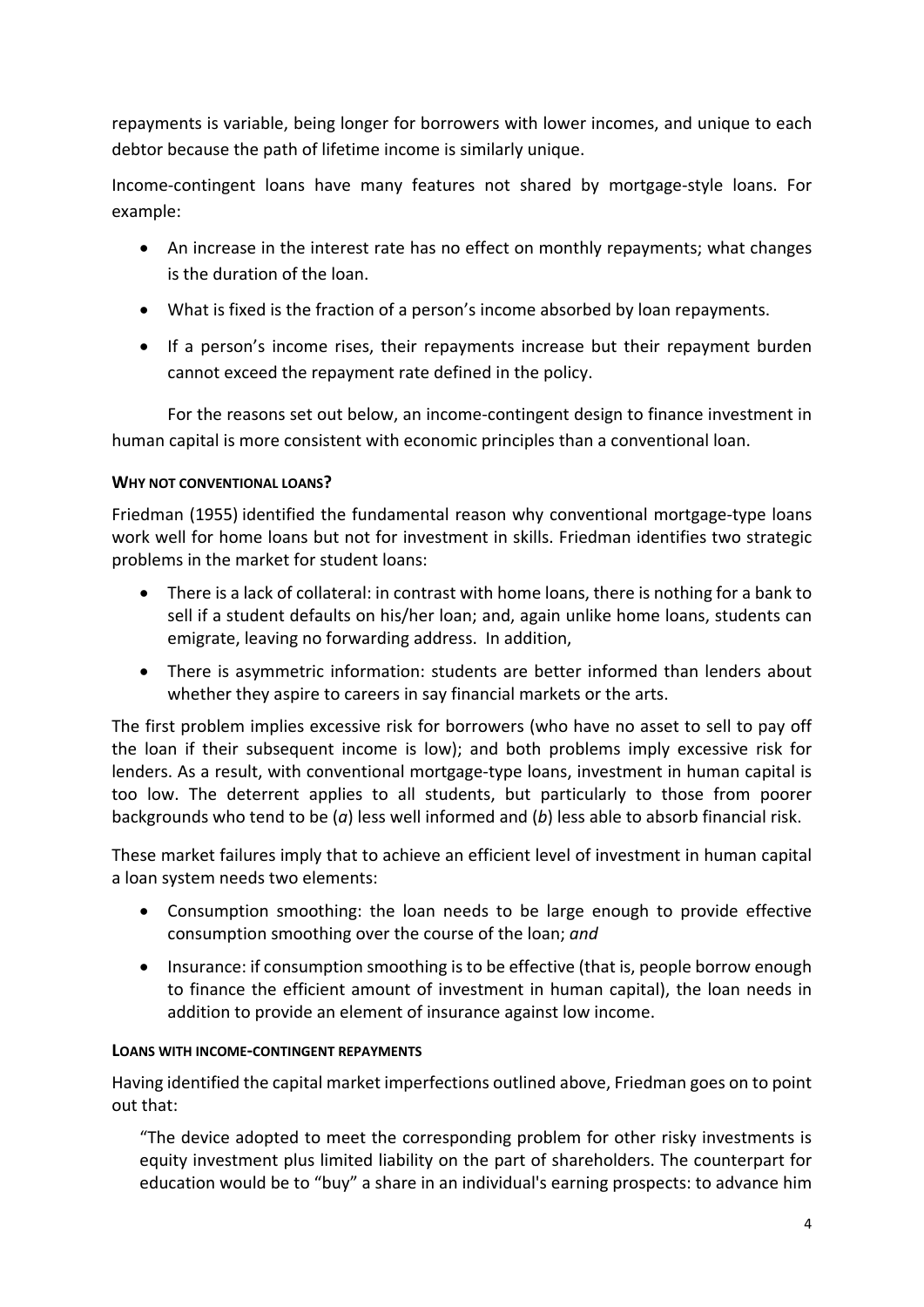repayments is variable, being longer for borrowers with lower incomes, and unique to each debtor because the path of lifetime income is similarly unique.

Income-contingent loans have many features not shared by mortgage-style loans. For example:

- An increase in the interest rate has no effect on monthly repayments; what changes is the duration of the loan.
- What is fixed is the fraction of a person's income absorbed by loan repayments.
- If a person's income rises, their repayments increase but their repayment burden cannot exceed the repayment rate defined in the policy.

For the reasons set out below, an income-contingent design to finance investment in human capital is more consistent with economic principles than a conventional loan.

#### WHY NOT CONVENTIONAL LOANS?

Friedman (1955) identified the fundamental reason why conventional mortgage-type loans work well for home loans but not for investment in skills. Friedman identifies two strategic problems in the market for student loans:

- There is a lack of collateral: in contrast with home loans, there is nothing for a bank to sell if a student defaults on his/her loan; and, again unlike home loans, students can emigrate, leaving no forwarding address. In addition,
- There is asymmetric information: students are better informed than lenders about whether they aspire to careers in say financial markets or the arts.

The first problem implies excessive risk for borrowers (who have no asset to sell to pay off the loan if their subsequent income is low); and both problems imply excessive risk for lenders. As a result, with conventional mortgage-type loans, investment in human capital is too low. The deterrent applies to all students, but particularly to those from poorer backgrounds who tend to be (*a*) less well informed and (*b*) less able to absorb financial risk.

These market failures imply that to achieve an efficient level of investment in human capital a loan system needs two elements:

- Consumption smoothing: the loan needs to be large enough to provide effective consumption smoothing over the course of the loan; *and*
- Insurance: if consumption smoothing is to be effective (that is, people borrow enough to finance the efficient amount of investment in human capital), the loan needs in addition to provide an element of insurance against low income.

#### LOANS WITH INCOME-CONTINGENT REPAYMENTS

Having identified the capital market imperfections outlined above, Friedman goes on to point out that:

> "The device adopted to meet the corresponding problem for other risky investments is equity investment plus limited liability on the part of shareholders. The counterpart for education would be to "buy" a share in an individual's earning prospects: to advance him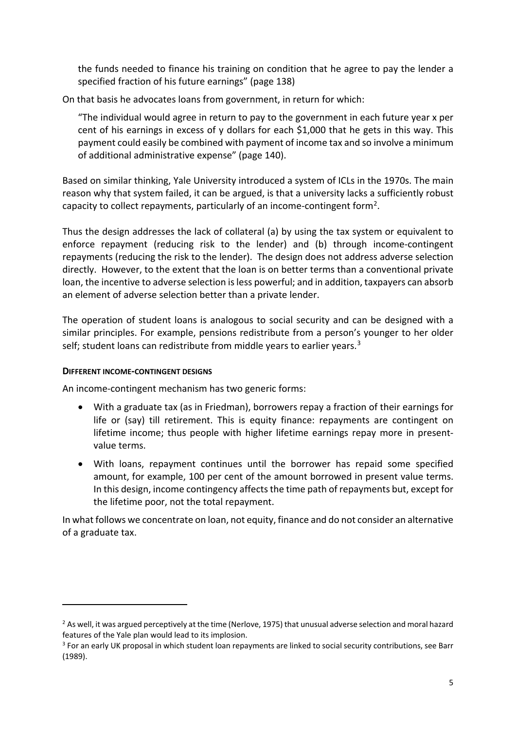the funds needed to finance his training on condition that he agree to pay the lender a specified fraction of his future earnings" (page 138)

On that basis he advocates loans from government, in return for which:

> "The individual would agree in return to pay to the government in each future year x per cent of his earnings in excess of y dollars for each $1,000 that he gets in this way. This payment could easily be combined with payment of income tax and so involve a minimum of additional administrative expense" (page 140).

Based on similar thinking, Yale University introduced a system of ICLs in the 1970s. The main reason why that system failed, it can be argued, is that a university lacks a sufficiently robust capacity to collect repayments, particularly of an income-contingent form[2].

Thus the design addresses the lack of collateral (a) by using the tax system or equivalent to enforce repayment (reducing risk to the lender) and (b) through income-contingent repayments (reducing the risk to the lender). The design does not address adverse selection directly. However, to the extent that the loan is on better terms than a conventional private loan, the incentive to adverse selection is less powerful; and in addition, taxpayers can absorb an element of adverse selection better than a private lender.

The operation of student loans is analogous to social security and can be designed with a similar principles. For example, pensions redistribute from a person's younger to her older self; student loans can redistribute from middle years to earlier years.[3]

**DIFFERENT INCOME-CONTINGENT DESIGNS**

An income-contingent mechanism has two generic forms:

- With a graduate tax (as in Friedman), borrowers repay a fraction of their earnings for life or (say) till retirement. This is equity finance: repayments are contingent on lifetime income; thus people with higher lifetime earnings repay more in present-value terms.
- With loans, repayment continues until the borrower has repaid some specified amount, for example, 100 per cent of the amount borrowed in present value terms. In this design, income contingency affects the time path of repayments but, except for the lifetime poor, not the total repayment.

In what follows we concentrate on loan, not equity, finance and do not consider an alternative of a graduate tax.

---

[2] As well, it was argued perceptively at the time (Nerlove, 1975) that unusual adverse selection and moral hazard features of the Yale plan would lead to its implosion.

[3] For an early UK proposal in which student loan repayments are linked to social security contributions, see Barr (1989).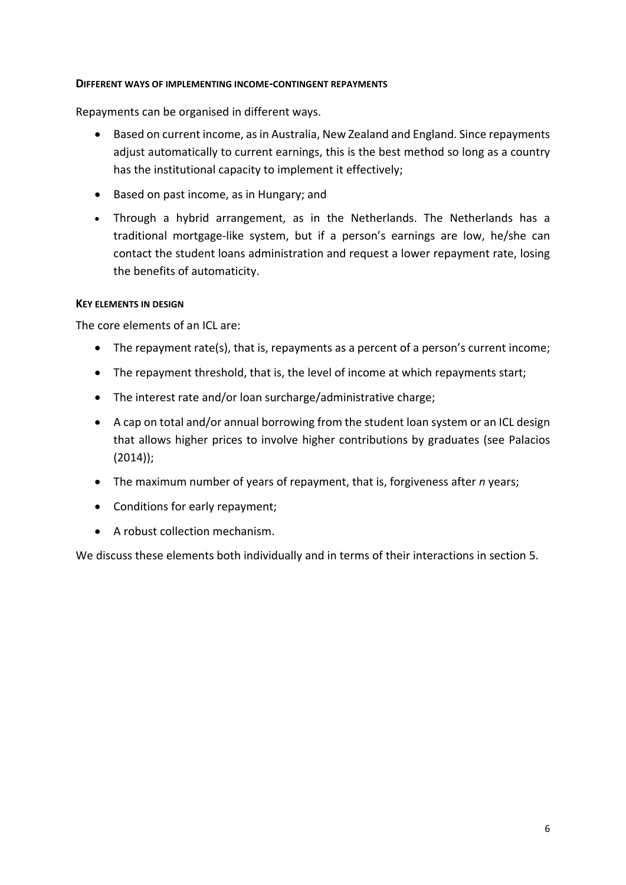#### Different ways of implementing income-contingent repayments

Repayments can be organised in different ways.

- Based on current income, as in Australia, New Zealand and England. Since repayments adjust automatically to current earnings, this is the best method so long as a country has the institutional capacity to implement it effectively;
- Based on past income, as in Hungary; and
- Through a hybrid arrangement, as in the Netherlands. The Netherlands has a traditional mortgage-like system, but if a person's earnings are low, he/she can contact the student loans administration and request a lower repayment rate, losing the benefits of automaticity.

#### Key elements in design

The core elements of an ICL are:

- The repayment rate(s), that is, repayments as a percent of a person's current income;
- The repayment threshold, that is, the level of income at which repayments start;
- The interest rate and/or loan surcharge/administrative charge;
- A cap on total and/or annual borrowing from the student loan system or an ICL design that allows higher prices to involve higher contributions by graduates (see Palacios (2014));
- The maximum number of years of repayment, that is, forgiveness after *n* years;
- Conditions for early repayment;
- A robust collection mechanism.

We discuss these elements both individually and in terms of their interactions in section 5.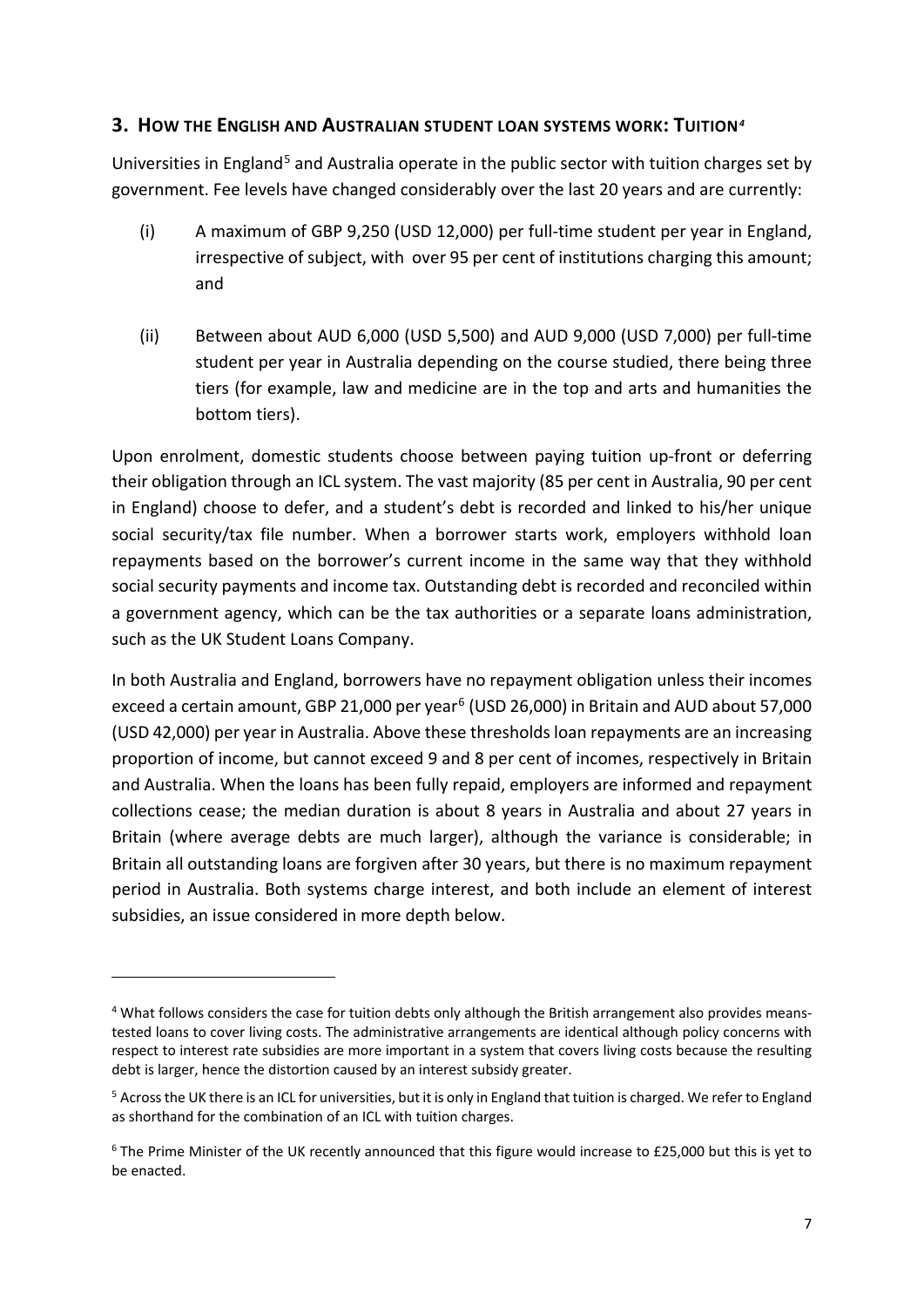## 3. How the English and Australian student loan systems work: Tuition[4]

Universities in England[5] and Australia operate in the public sector with tuition charges set by government. Fee levels have changed considerably over the last 20 years and are currently:

(i) A maximum of GBP 9,250 (USD 12,000) per full-time student per year in England, irrespective of subject, with over 95 per cent of institutions charging this amount; and

(ii) Between about AUD 6,000 (USD 5,500) and AUD 9,000 (USD 7,000) per full-time student per year in Australia depending on the course studied, there being three tiers (for example, law and medicine are in the top and arts and humanities the bottom tiers).

Upon enrolment, domestic students choose between paying tuition up-front or deferring their obligation through an ICL system. The vast majority (85 per cent in Australia, 90 per cent in England) choose to defer, and a student's debt is recorded and linked to his/her unique social security/tax file number. When a borrower starts work, employers withhold loan repayments based on the borrower's current income in the same way that they withhold social security payments and income tax. Outstanding debt is recorded and reconciled within a government agency, which can be the tax authorities or a separate loans administration, such as the UK Student Loans Company.

In both Australia and England, borrowers have no repayment obligation unless their incomes exceed a certain amount, GBP 21,000 per year[6] (USD 26,000) in Britain and AUD about 57,000 (USD 42,000) per year in Australia. Above these thresholds loan repayments are an increasing proportion of income, but cannot exceed 9 and 8 per cent of incomes, respectively in Britain and Australia. When the loans has been fully repaid, employers are informed and repayment collections cease; the median duration is about 8 years in Australia and about 27 years in Britain (where average debts are much larger), although the variance is considerable; in Britain all outstanding loans are forgiven after 30 years, but there is no maximum repayment period in Australia. Both systems charge interest, and both include an element of interest subsidies, an issue considered in more depth below.

---

[4] What follows considers the case for tuition debts only although the British arrangement also provides means-tested loans to cover living costs. The administrative arrangements are identical although policy concerns with respect to interest rate subsidies are more important in a system that covers living costs because the resulting debt is larger, hence the distortion caused by an interest subsidy greater.

[5] Across the UK there is an ICL for universities, but it is only in England that tuition is charged. We refer to England as shorthand for the combination of an ICL with tuition charges.

[6] The Prime Minister of the UK recently announced that this figure would increase to £25,000 but this is yet to be enacted.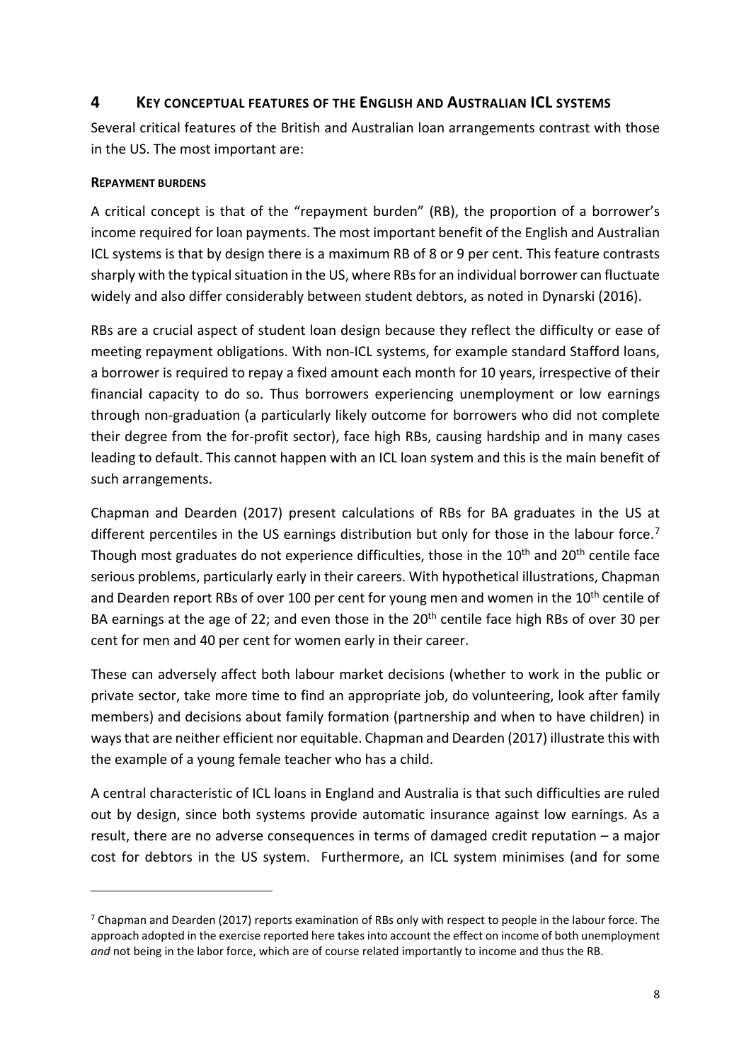## 4 KEY CONCEPTUAL FEATURES OF THE ENGLISH AND AUSTRALIAN ICL SYSTEMS

Several critical features of the British and Australian loan arrangements contrast with those in the US. The most important are:

**REPAYMENT BURDENS**

A critical concept is that of the "repayment burden" (RB), the proportion of a borrower's income required for loan payments. The most important benefit of the English and Australian ICL systems is that by design there is a maximum RB of 8 or 9 per cent. This feature contrasts sharply with the typical situation in the US, where RBs for an individual borrower can fluctuate widely and also differ considerably between student debtors, as noted in Dynarski (2016).

RBs are a crucial aspect of student loan design because they reflect the difficulty or ease of meeting repayment obligations. With non-ICL systems, for example standard Stafford loans, a borrower is required to repay a fixed amount each month for 10 years, irrespective of their financial capacity to do so. Thus borrowers experiencing unemployment or low earnings through non-graduation (a particularly likely outcome for borrowers who did not complete their degree from the for-profit sector), face high RBs, causing hardship and in many cases leading to default. This cannot happen with an ICL loan system and this is the main benefit of such arrangements.

Chapman and Dearden (2017) present calculations of RBs for BA graduates in the US at different percentiles in the US earnings distribution but only for those in the labour force.[7] Though most graduates do not experience difficulties, those in the 10th and 20th centile face serious problems, particularly early in their careers. With hypothetical illustrations, Chapman and Dearden report RBs of over 100 per cent for young men and women in the 10th centile of BA earnings at the age of 22; and even those in the 20th centile face high RBs of over 30 per cent for men and 40 per cent for women early in their career.

These can adversely affect both labour market decisions (whether to work in the public or private sector, take more time to find an appropriate job, do volunteering, look after family members) and decisions about family formation (partnership and when to have children) in ways that are neither efficient nor equitable. Chapman and Dearden (2017) illustrate this with the example of a young female teacher who has a child.

A central characteristic of ICL loans in England and Australia is that such difficulties are ruled out by design, since both systems provide automatic insurance against low earnings. As a result, there are no adverse consequences in terms of damaged credit reputation – a major cost for debtors in the US system. Furthermore, an ICL system minimises (and for some

---

[7] Chapman and Dearden (2017) reports examination of RBs only with respect to people in the labour force. The approach adopted in the exercise reported here takes into account the effect on income of both unemployment *and* not being in the labor force, which are of course related importantly to income and thus the RB.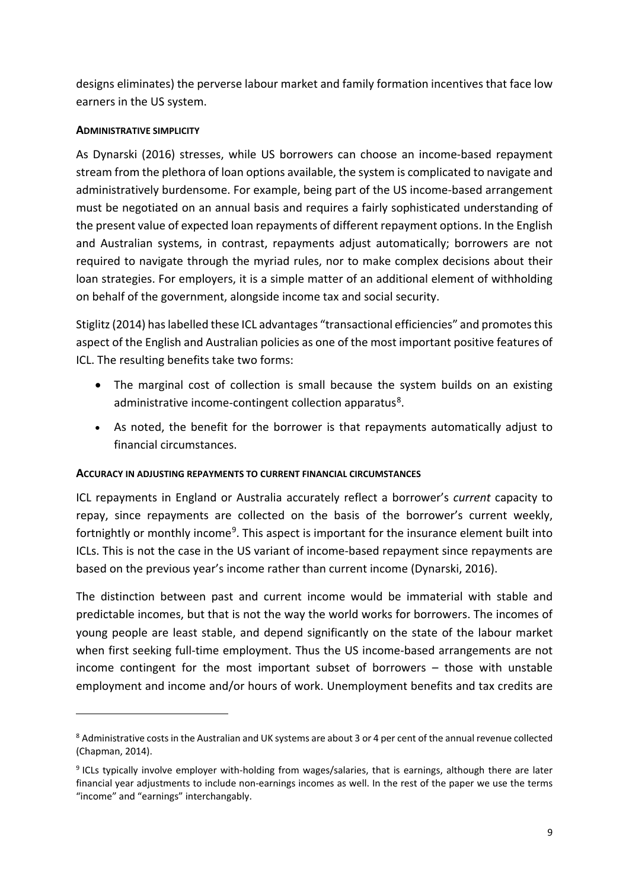designs eliminates) the perverse labour market and family formation incentives that face low earners in the US system.

#### ADMINISTRATIVE SIMPLICITY

As Dynarski (2016) stresses, while US borrowers can choose an income-based repayment stream from the plethora of loan options available, the system is complicated to navigate and administratively burdensome. For example, being part of the US income-based arrangement must be negotiated on an annual basis and requires a fairly sophisticated understanding of the present value of expected loan repayments of different repayment options. In the English and Australian systems, in contrast, repayments adjust automatically; borrowers are not required to navigate through the myriad rules, nor to make complex decisions about their loan strategies. For employers, it is a simple matter of an additional element of withholding on behalf of the government, alongside income tax and social security.

Stiglitz (2014) has labelled these ICL advantages "transactional efficiencies" and promotes this aspect of the English and Australian policies as one of the most important positive features of ICL. The resulting benefits take two forms:

- The marginal cost of collection is small because the system builds on an existing administrative income-contingent collection apparatus[8].
- As noted, the benefit for the borrower is that repayments automatically adjust to financial circumstances.

#### ACCURACY IN ADJUSTING REPAYMENTS TO CURRENT FINANCIAL CIRCUMSTANCES

ICL repayments in England or Australia accurately reflect a borrower's *current* capacity to repay, since repayments are collected on the basis of the borrower's current weekly, fortnightly or monthly income[9]. This aspect is important for the insurance element built into ICLs. This is not the case in the US variant of income-based repayment since repayments are based on the previous year's income rather than current income (Dynarski, 2016).

The distinction between past and current income would be immaterial with stable and predictable incomes, but that is not the way the world works for borrowers. The incomes of young people are least stable, and depend significantly on the state of the labour market when first seeking full-time employment. Thus the US income-based arrangements are not income contingent for the most important subset of borrowers – those with unstable employment and income and/or hours of work. Unemployment benefits and tax credits are

[8] Administrative costs in the Australian and UK systems are about 3 or 4 per cent of the annual revenue collected (Chapman, 2014).

[9] ICLs typically involve employer with-holding from wages/salaries, that is earnings, although there are later financial year adjustments to include non-earnings incomes as well. In the rest of the paper we use the terms "income" and "earnings" interchangably.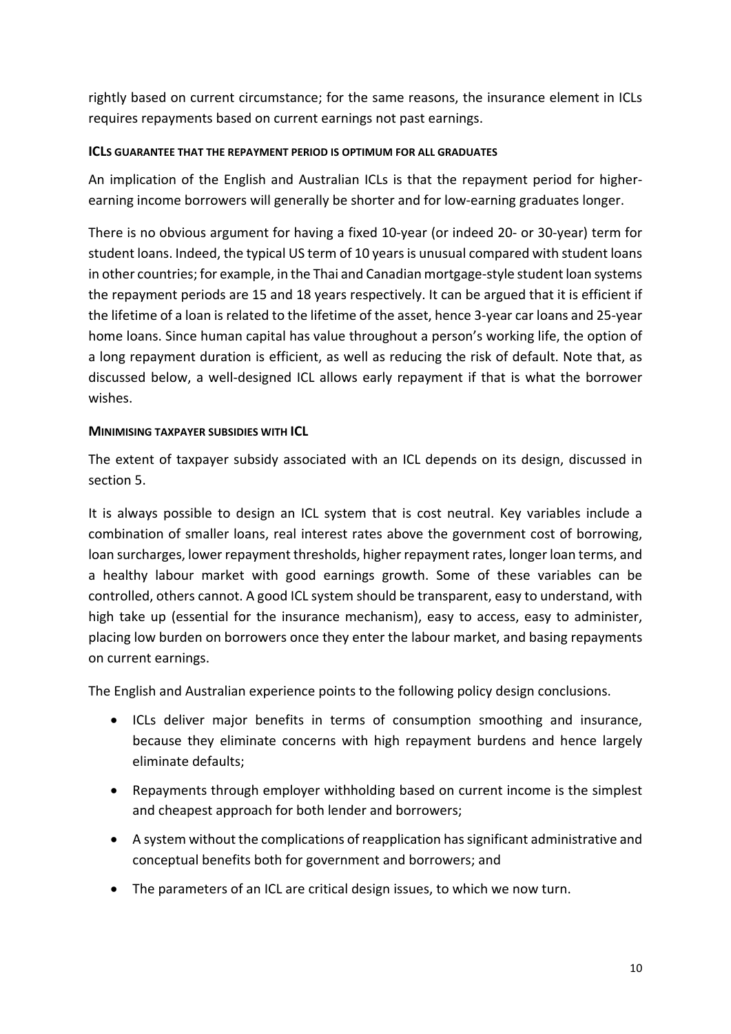rightly based on current circumstance; for the same reasons, the insurance element in ICLs requires repayments based on current earnings not past earnings.

#### ICLs GUARANTEE THAT THE REPAYMENT PERIOD IS OPTIMUM FOR ALL GRADUATES

An implication of the English and Australian ICLs is that the repayment period for higher-earning income borrowers will generally be shorter and for low-earning graduates longer.

There is no obvious argument for having a fixed 10-year (or indeed 20- or 30-year) term for student loans. Indeed, the typical US term of 10 years is unusual compared with student loans in other countries; for example, in the Thai and Canadian mortgage-style student loan systems the repayment periods are 15 and 18 years respectively. It can be argued that it is efficient if the lifetime of a loan is related to the lifetime of the asset, hence 3-year car loans and 25-year home loans. Since human capital has value throughout a person's working life, the option of a long repayment duration is efficient, as well as reducing the risk of default. Note that, as discussed below, a well-designed ICL allows early repayment if that is what the borrower wishes.

#### MINIMISING TAXPAYER SUBSIDIES WITH ICL

The extent of taxpayer subsidy associated with an ICL depends on its design, discussed in section 5.

It is always possible to design an ICL system that is cost neutral. Key variables include a combination of smaller loans, real interest rates above the government cost of borrowing, loan surcharges, lower repayment thresholds, higher repayment rates, longer loan terms, and a healthy labour market with good earnings growth. Some of these variables can be controlled, others cannot. A good ICL system should be transparent, easy to understand, with high take up (essential for the insurance mechanism), easy to access, easy to administer, placing low burden on borrowers once they enter the labour market, and basing repayments on current earnings.

The English and Australian experience points to the following policy design conclusions.

- ICLs deliver major benefits in terms of consumption smoothing and insurance, because they eliminate concerns with high repayment burdens and hence largely eliminate defaults;
- Repayments through employer withholding based on current income is the simplest and cheapest approach for both lender and borrowers;
- A system without the complications of reapplication has significant administrative and conceptual benefits both for government and borrowers; and
- The parameters of an ICL are critical design issues, to which we now turn.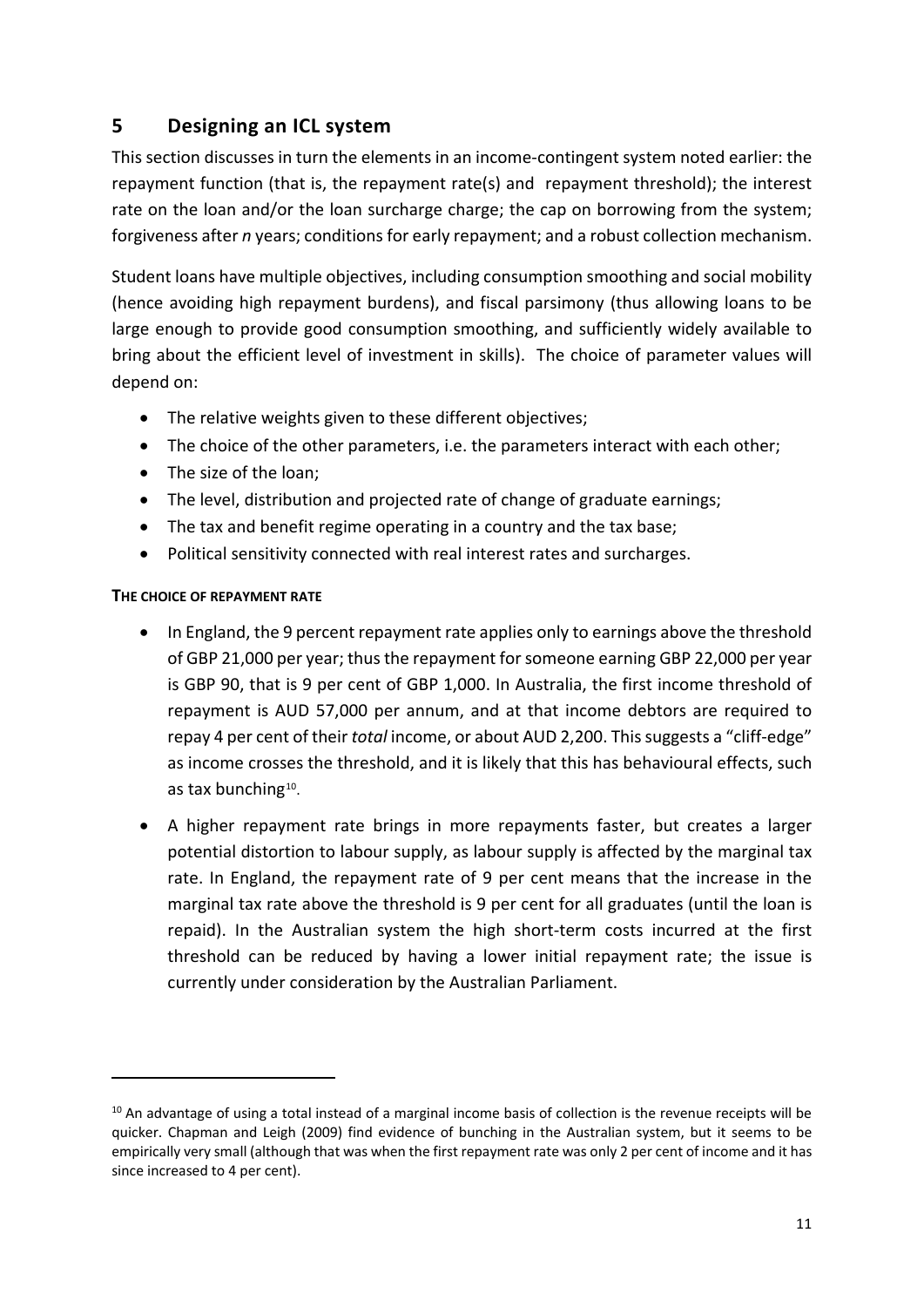## 5 Designing an ICL system

This section discusses in turn the elements in an income-contingent system noted earlier: the repayment function (that is, the repayment rate(s) and repayment threshold); the interest rate on the loan and/or the loan surcharge charge; the cap on borrowing from the system; forgiveness after *n* years; conditions for early repayment; and a robust collection mechanism.

Student loans have multiple objectives, including consumption smoothing and social mobility (hence avoiding high repayment burdens), and fiscal parsimony (thus allowing loans to be large enough to provide good consumption smoothing, and sufficiently widely available to bring about the efficient level of investment in skills). The choice of parameter values will depend on:

- The relative weights given to these different objectives;
- The choice of the other parameters, i.e. the parameters interact with each other;
- The size of the loan;
- The level, distribution and projected rate of change of graduate earnings;
- The tax and benefit regime operating in a country and the tax base;
- Political sensitivity connected with real interest rates and surcharges.

**THE CHOICE OF REPAYMENT RATE**

- In England, the 9 percent repayment rate applies only to earnings above the threshold of GBP 21,000 per year; thus the repayment for someone earning GBP 22,000 per year is GBP 90, that is 9 per cent of GBP 1,000. In Australia, the first income threshold of repayment is AUD 57,000 per annum, and at that income debtors are required to repay 4 per cent of their *total* income, or about AUD 2,200. This suggests a "cliff-edge" as income crosses the threshold, and it is likely that this has behavioural effects, such as tax bunching[10].
- A higher repayment rate brings in more repayments faster, but creates a larger potential distortion to labour supply, as labour supply is affected by the marginal tax rate. In England, the repayment rate of 9 per cent means that the increase in the marginal tax rate above the threshold is 9 per cent for all graduates (until the loan is repaid). In the Australian system the high short-term costs incurred at the first threshold can be reduced by having a lower initial repayment rate; the issue is currently under consideration by the Australian Parliament.

[10] An advantage of using a total instead of a marginal income basis of collection is the revenue receipts will be quicker. Chapman and Leigh (2009) find evidence of bunching in the Australian system, but it seems to be empirically very small (although that was when the first repayment rate was only 2 per cent of income and it has since increased to 4 per cent).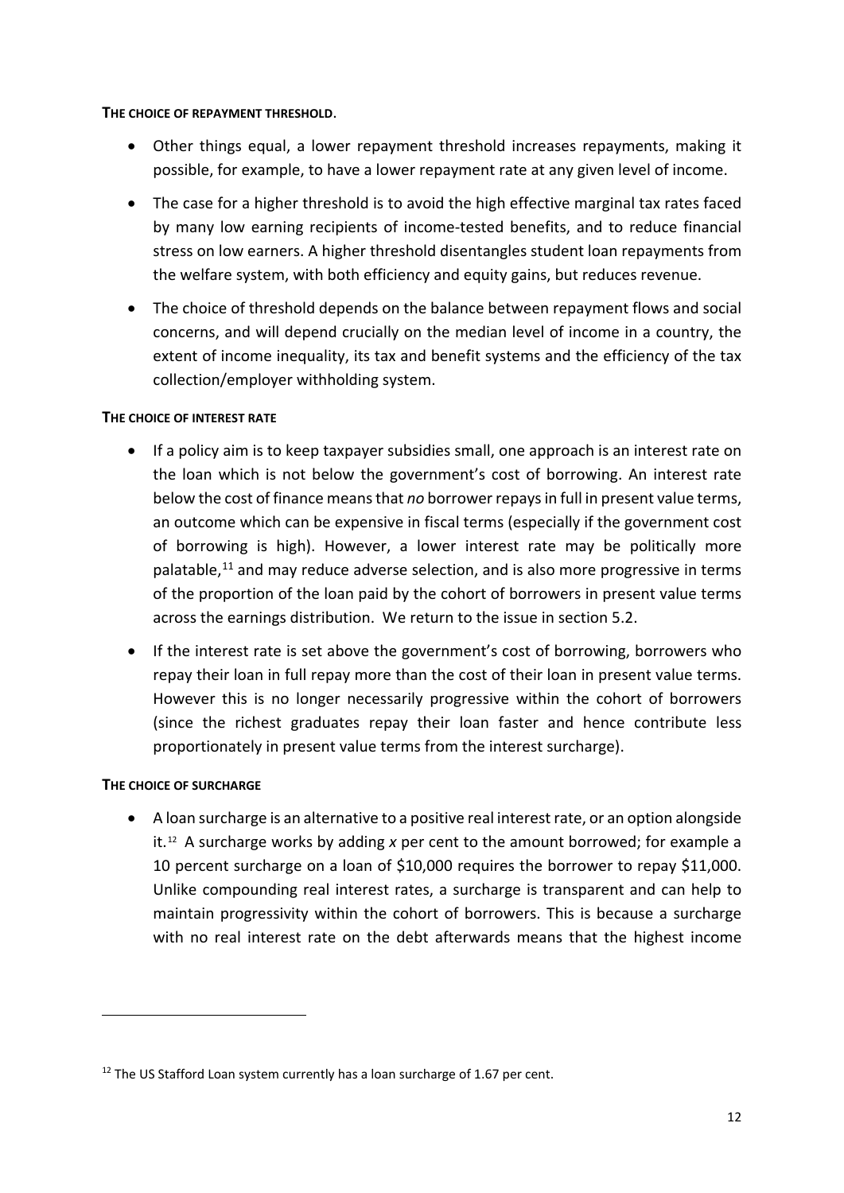**THE CHOICE OF REPAYMENT THRESHOLD.**

- Other things equal, a lower repayment threshold increases repayments, making it possible, for example, to have a lower repayment rate at any given level of income.
- The case for a higher threshold is to avoid the high effective marginal tax rates faced by many low earning recipients of income-tested benefits, and to reduce financial stress on low earners. A higher threshold disentangles student loan repayments from the welfare system, with both efficiency and equity gains, but reduces revenue.
- The choice of threshold depends on the balance between repayment flows and social concerns, and will depend crucially on the median level of income in a country, the extent of income inequality, its tax and benefit systems and the efficiency of the tax collection/employer withholding system.

**THE CHOICE OF INTEREST RATE**

- If a policy aim is to keep taxpayer subsidies small, one approach is an interest rate on the loan which is not below the government's cost of borrowing. An interest rate below the cost of finance means that *no* borrower repays in full in present value terms, an outcome which can be expensive in fiscal terms (especially if the government cost of borrowing is high). However, a lower interest rate may be politically more palatable,[11] and may reduce adverse selection, and is also more progressive in terms of the proportion of the loan paid by the cohort of borrowers in present value terms across the earnings distribution. We return to the issue in section 5.2.
- If the interest rate is set above the government's cost of borrowing, borrowers who repay their loan in full repay more than the cost of their loan in present value terms. However this is no longer necessarily progressive within the cohort of borrowers (since the richest graduates repay their loan faster and hence contribute less proportionately in present value terms from the interest surcharge).

**THE CHOICE OF SURCHARGE**

- A loan surcharge is an alternative to a positive real interest rate, or an option alongside it.[12] A surcharge works by adding *x* per cent to the amount borrowed; for example a 10 percent surcharge on a loan of $10,000 requires the borrower to repay $11,000. Unlike compounding real interest rates, a surcharge is transparent and can help to maintain progressivity within the cohort of borrowers. This is because a surcharge with no real interest rate on the debt afterwards means that the highest income

---

[12] The US Stafford Loan system currently has a loan surcharge of 1.67 per cent.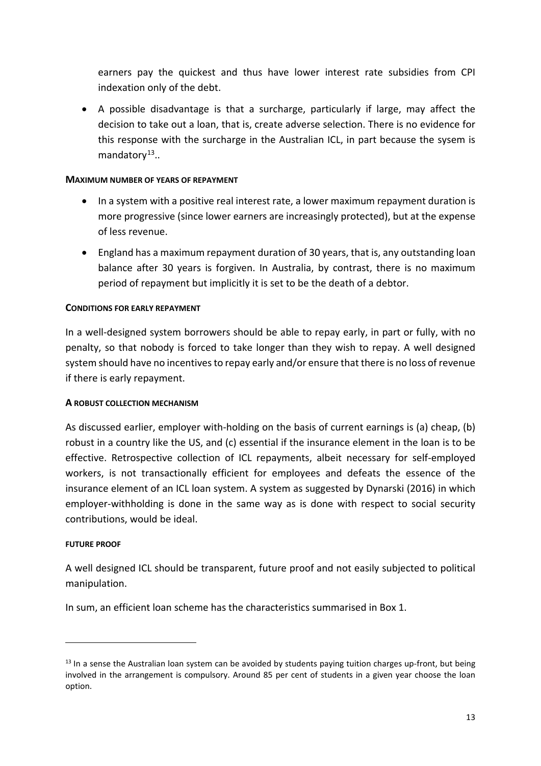earners pay the quickest and thus have lower interest rate subsidies from CPI indexation only of the debt.

- A possible disadvantage is that a surcharge, particularly if large, may affect the decision to take out a loan, that is, create adverse selection. There is no evidence for this response with the surcharge in the Australian ICL, in part because the sysem is mandatory[13]..

#### MAXIMUM NUMBER OF YEARS OF REPAYMENT

- In a system with a positive real interest rate, a lower maximum repayment duration is more progressive (since lower earners are increasingly protected), but at the expense of less revenue.
- England has a maximum repayment duration of 30 years, that is, any outstanding loan balance after 30 years is forgiven. In Australia, by contrast, there is no maximum period of repayment but implicitly it is set to be the death of a debtor.

#### CONDITIONS FOR EARLY REPAYMENT

In a well-designed system borrowers should be able to repay early, in part or fully, with no penalty, so that nobody is forced to take longer than they wish to repay. A well designed system should have no incentives to repay early and/or ensure that there is no loss of revenue if there is early repayment.

#### A ROBUST COLLECTION MECHANISM

As discussed earlier, employer with-holding on the basis of current earnings is (a) cheap, (b) robust in a country like the US, and (c) essential if the insurance element in the loan is to be effective. Retrospective collection of ICL repayments, albeit necessary for self-employed workers, is not transactionally efficient for employees and defeats the essence of the insurance element of an ICL loan system. A system as suggested by Dynarski (2016) in which employer-withholding is done in the same way as is done with respect to social security contributions, would be ideal.

#### FUTURE PROOF

A well designed ICL should be transparent, future proof and not easily subjected to political manipulation.

In sum, an efficient loan scheme has the characteristics summarised in Box 1.

---

[13] In a sense the Australian loan system can be avoided by students paying tuition charges up-front, but being involved in the arrangement is compulsory. Around 85 per cent of students in a given year choose the loan option.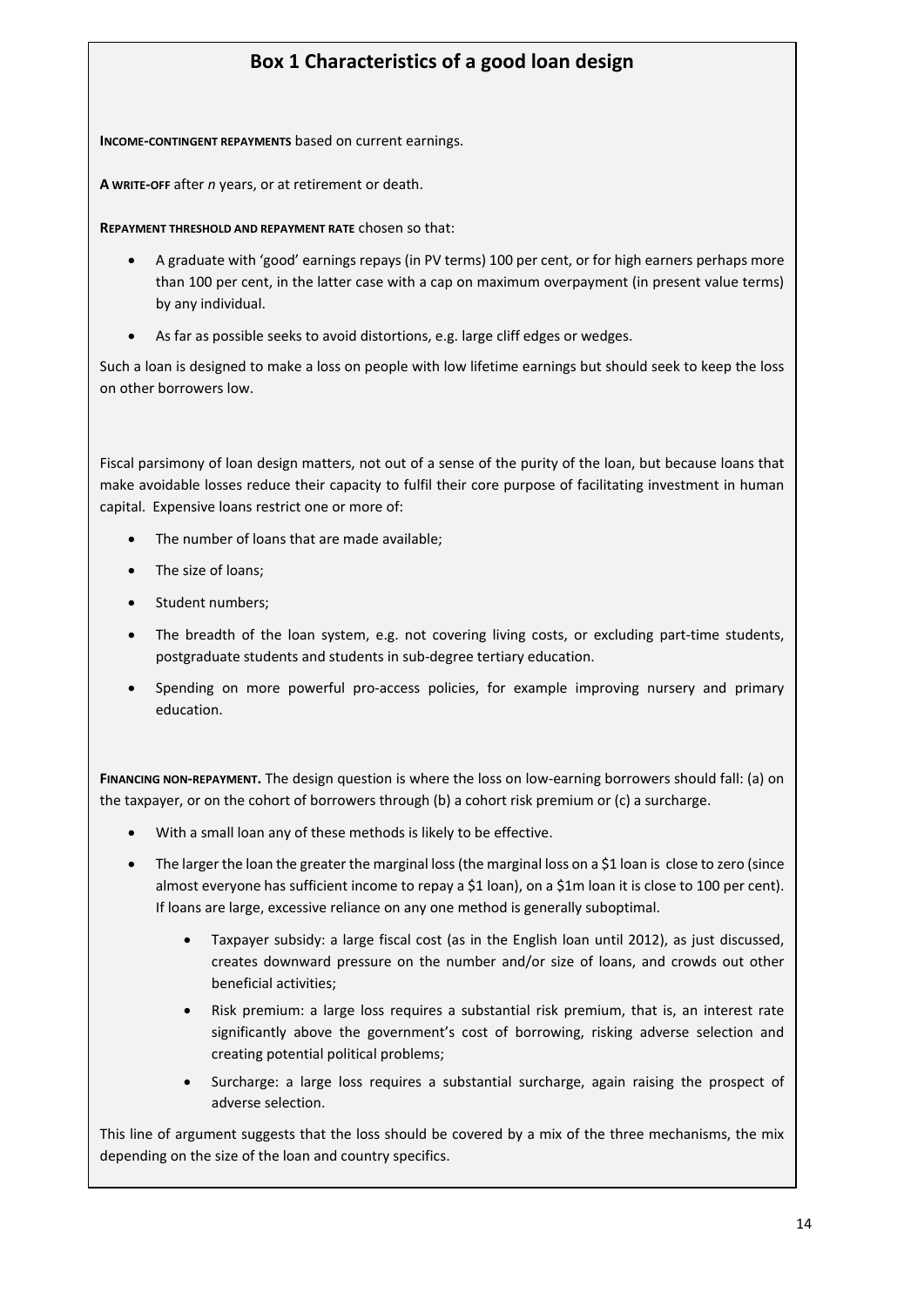## Box 1 Characteristics of a good loan design

**Income-contingent repayments** based on current earnings.

**A write-off** after *n* years, or at retirement or death.

**Repayment threshold and repayment rate** chosen so that:

- A graduate with 'good' earnings repays (in PV terms) 100 per cent, or for high earners perhaps more than 100 per cent, in the latter case with a cap on maximum overpayment (in present value terms) by any individual.
- As far as possible seeks to avoid distortions, e.g. large cliff edges or wedges.

Such a loan is designed to make a loss on people with low lifetime earnings but should seek to keep the loss on other borrowers low.

Fiscal parsimony of loan design matters, not out of a sense of the purity of the loan, but because loans that make avoidable losses reduce their capacity to fulfil their core purpose of facilitating investment in human capital. Expensive loans restrict one or more of:

- The number of loans that are made available;
- The size of loans;
- Student numbers;
- The breadth of the loan system, e.g. not covering living costs, or excluding part-time students, postgraduate students and students in sub-degree tertiary education.
- Spending on more powerful pro-access policies, for example improving nursery and primary education.

**Financing non-repayment.** The design question is where the loss on low-earning borrowers should fall: (a) on the taxpayer, or on the cohort of borrowers through (b) a cohort risk premium or (c) a surcharge.

- With a small loan any of these methods is likely to be effective.
- The larger the loan the greater the marginal loss (the marginal loss on a $1 loan is close to zero (since almost everyone has sufficient income to repay a $1 loan), on a $1m loan it is close to 100 per cent). If loans are large, excessive reliance on any one method is generally suboptimal.
  - Taxpayer subsidy: a large fiscal cost (as in the English loan until 2012), as just discussed, creates downward pressure on the number and/or size of loans, and crowds out other beneficial activities;
  - Risk premium: a large loss requires a substantial risk premium, that is, an interest rate significantly above the government's cost of borrowing, risking adverse selection and creating potential political problems;
  - Surcharge: a large loss requires a substantial surcharge, again raising the prospect of adverse selection.

This line of argument suggests that the loss should be covered by a mix of the three mechanisms, the mix depending on the size of the loan and country specifics.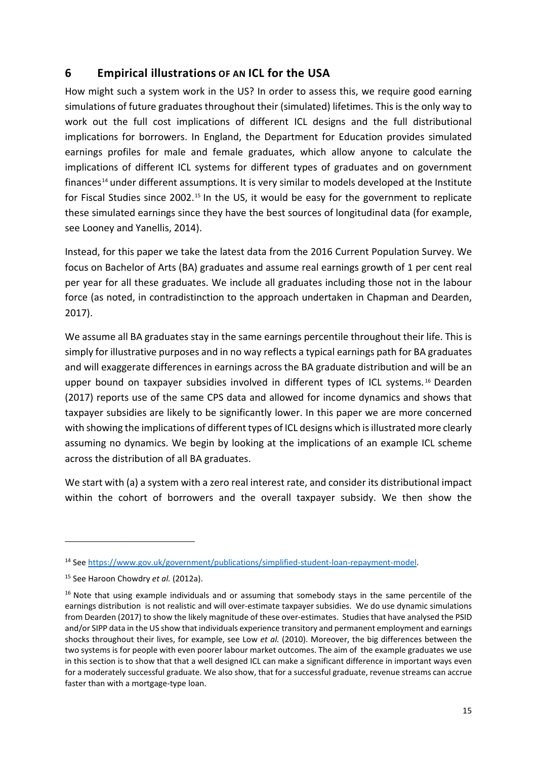## 6 Empirical illustrations OF AN ICL for the USA

How might such a system work in the US? In order to assess this, we require good earning simulations of future graduates throughout their (simulated) lifetimes. This is the only way to work out the full cost implications of different ICL designs and the full distributional implications for borrowers. In England, the Department for Education provides simulated earnings profiles for male and female graduates, which allow anyone to calculate the implications of different ICL systems for different types of graduates and on government finances[14] under different assumptions. It is very similar to models developed at the Institute for Fiscal Studies since 2002.[15] In the US, it would be easy for the government to replicate these simulated earnings since they have the best sources of longitudinal data (for example, see Looney and Yanellis, 2014).

Instead, for this paper we take the latest data from the 2016 Current Population Survey. We focus on Bachelor of Arts (BA) graduates and assume real earnings growth of 1 per cent real per year for all these graduates. We include all graduates including those not in the labour force (as noted, in contradistinction to the approach undertaken in Chapman and Dearden, 2017).

We assume all BA graduates stay in the same earnings percentile throughout their life. This is simply for illustrative purposes and in no way reflects a typical earnings path for BA graduates and will exaggerate differences in earnings across the BA graduate distribution and will be an upper bound on taxpayer subsidies involved in different types of ICL systems.[16] Dearden (2017) reports use of the same CPS data and allowed for income dynamics and shows that taxpayer subsidies are likely to be significantly lower. In this paper we are more concerned with showing the implications of different types of ICL designs which is illustrated more clearly assuming no dynamics. We begin by looking at the implications of an example ICL scheme across the distribution of all BA graduates.

We start with (a) a system with a zero real interest rate, and consider its distributional impact within the cohort of borrowers and the overall taxpayer subsidy. We then show the

---

[14] See https://www.gov.uk/government/publications/simplified-student-loan-repayment-model.

[15] See Haroon Chowdry *et al.* (2012a).

[16] Note that using example individuals and or assuming that somebody stays in the same percentile of the earnings distribution is not realistic and will over-estimate taxpayer subsidies. We do use dynamic simulations from Dearden (2017) to show the likely magnitude of these over-estimates. Studies that have analysed the PSID and/or SIPP data in the US show that individuals experience transitory and permanent employment and earnings shocks throughout their lives, for example, see Low *et al.* (2010). Moreover, the big differences between the two systems is for people with even poorer labour market outcomes. The aim of the example graduates we use in this section is to show that that a well designed ICL can make a significant difference in important ways even for a moderately successful graduate. We also show, that for a successful graduate, revenue streams can accrue faster than with a mortgage-type loan.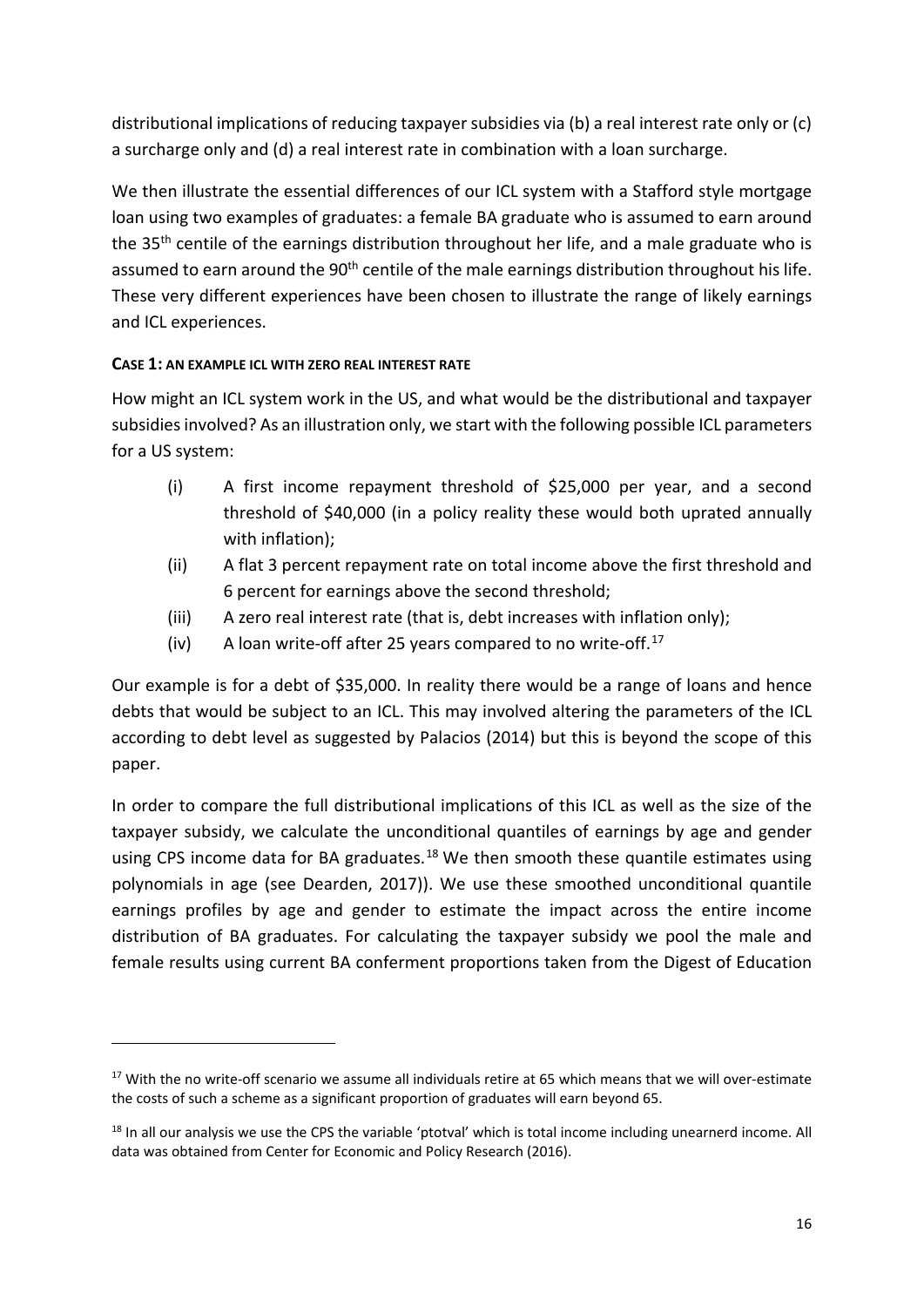distributional implications of reducing taxpayer subsidies via (b) a real interest rate only or (c) a surcharge only and (d) a real interest rate in combination with a loan surcharge.

We then illustrate the essential differences of our ICL system with a Stafford style mortgage loan using two examples of graduates: a female BA graduate who is assumed to earn around the 35th centile of the earnings distribution throughout her life, and a male graduate who is assumed to earn around the 90th centile of the male earnings distribution throughout his life. These very different experiences have been chosen to illustrate the range of likely earnings and ICL experiences.

**CASE 1: AN EXAMPLE ICL WITH ZERO REAL INTEREST RATE**

How might an ICL system work in the US, and what would be the distributional and taxpayer subsidies involved? As an illustration only, we start with the following possible ICL parameters for a US system:

(i) A first income repayment threshold of $25,000 per year, and a second threshold of $40,000 (in a policy reality these would both uprated annually with inflation);

(ii) A flat 3 percent repayment rate on total income above the first threshold and 6 percent for earnings above the second threshold;

(iii) A zero real interest rate (that is, debt increases with inflation only);

(iv) A loan write-off after 25 years compared to no write-off.[17]

Our example is for a debt of $35,000. In reality there would be a range of loans and hence debts that would be subject to an ICL. This may involved altering the parameters of the ICL according to debt level as suggested by Palacios (2014) but this is beyond the scope of this paper.

In order to compare the full distributional implications of this ICL as well as the size of the taxpayer subsidy, we calculate the unconditional quantiles of earnings by age and gender using CPS income data for BA graduates.[18] We then smooth these quantile estimates using polynomials in age (see Dearden, 2017)). We use these smoothed unconditional quantile earnings profiles by age and gender to estimate the impact across the entire income distribution of BA graduates. For calculating the taxpayer subsidy we pool the male and female results using current BA conferment proportions taken from the Digest of Education

---

[17] With the no write-off scenario we assume all individuals retire at 65 which means that we will over-estimate the costs of such a scheme as a significant proportion of graduates will earn beyond 65.

[18] In all our analysis we use the CPS the variable 'ptotval' which is total income including unearnerd income. All data was obtained from Center for Economic and Policy Research (2016).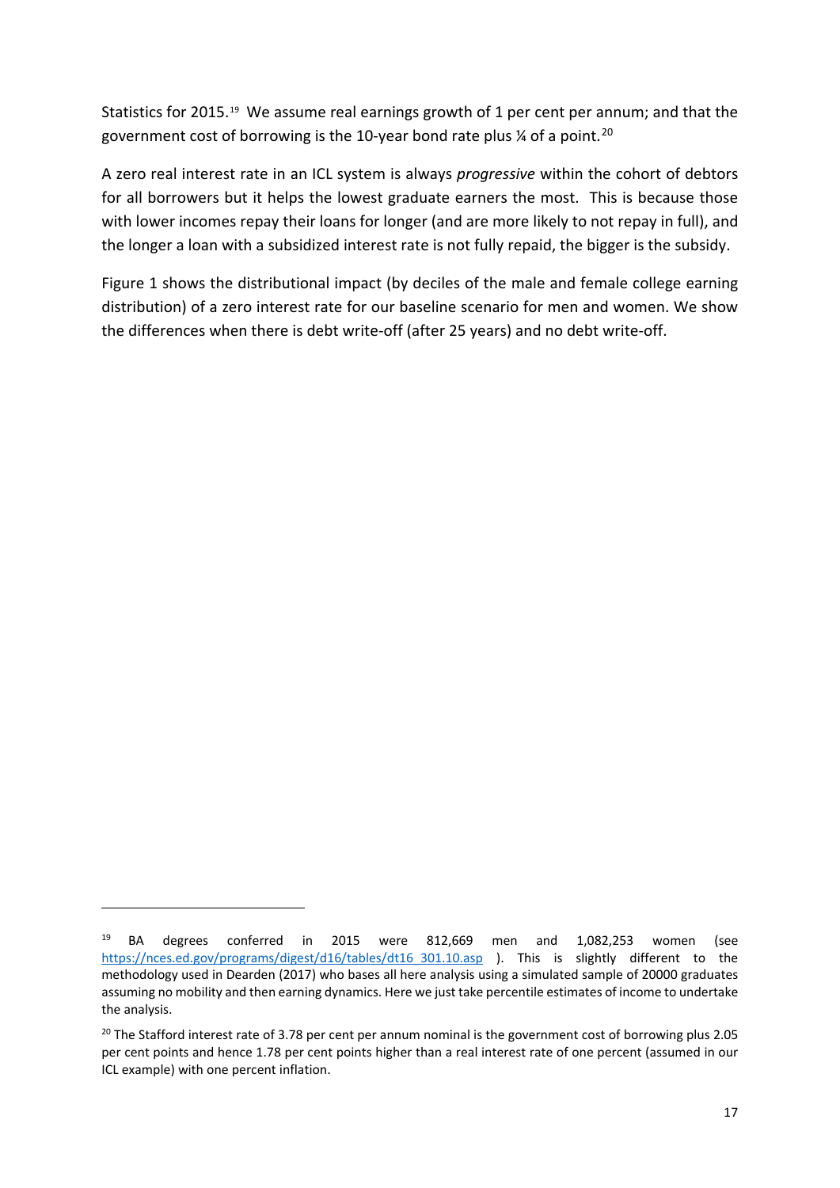Statistics for 2015.[19] We assume real earnings growth of 1 per cent per annum; and that the government cost of borrowing is the 10-year bond rate plus ¼ of a point.[20]

A zero real interest rate in an ICL system is always *progressive* within the cohort of debtors for all borrowers but it helps the lowest graduate earners the most. This is because those with lower incomes repay their loans for longer (and are more likely to not repay in full), and the longer a loan with a subsidized interest rate is not fully repaid, the bigger is the subsidy.

Figure 1 shows the distributional impact (by deciles of the male and female college earning distribution) of a zero interest rate for our baseline scenario for men and women. We show the differences when there is debt write-off (after 25 years) and no debt write-off.

---

[19] BA degrees conferred in 2015 were 812,669 men and 1,082,253 women (see https://nces.ed.gov/programs/digest/d16/tables/dt16_301.10.asp ). This is slightly different to the methodology used in Dearden (2017) who bases all here analysis using a simulated sample of 20000 graduates assuming no mobility and then earning dynamics. Here we just take percentile estimates of income to undertake the analysis.

[20] The Stafford interest rate of 3.78 per cent per annum nominal is the government cost of borrowing plus 2.05 per cent points and hence 1.78 per cent points higher than a real interest rate of one percent (assumed in our ICL example) with one percent inflation.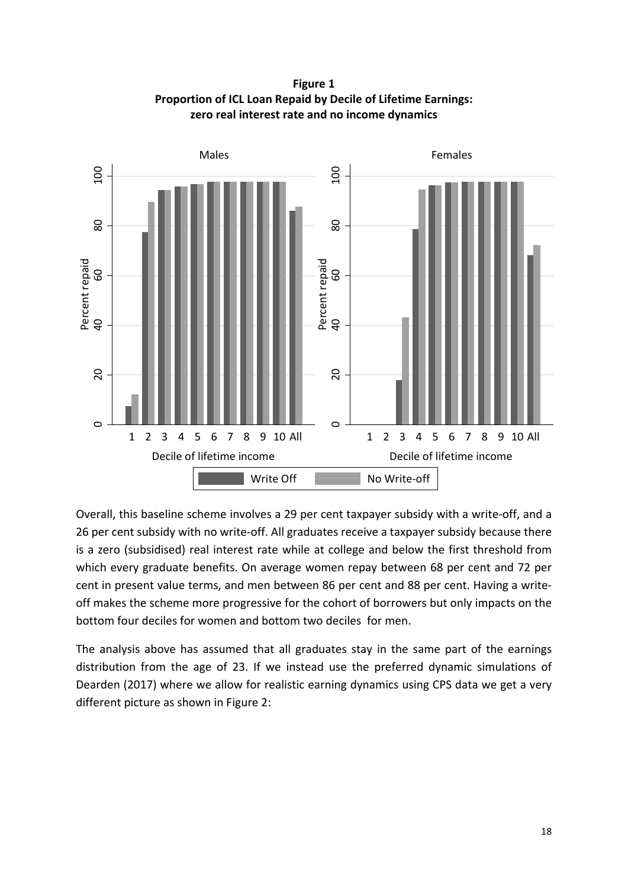**Figure 1**
**Proportion of ICL Loan Repaid by Decile of Lifetime Earnings: zero real interest rate and no income dynamics**

Overall, this baseline scheme involves a 29 per cent taxpayer subsidy with a write-off, and a 26 per cent subsidy with no write-off. All graduates receive a taxpayer subsidy because there is a zero (subsidised) real interest rate while at college and below the first threshold from which every graduate benefits. On average women repay between 68 per cent and 72 per cent in present value terms, and men between 86 per cent and 88 per cent. Having a write-off makes the scheme more progressive for the cohort of borrowers but only impacts on the bottom four deciles for women and bottom two deciles for men.

The analysis above has assumed that all graduates stay in the same part of the earnings distribution from the age of 23. If we instead use the preferred dynamic simulations of Dearden (2017) where we allow for realistic earning dynamics using CPS data we get a very different picture as shown in Figure 2: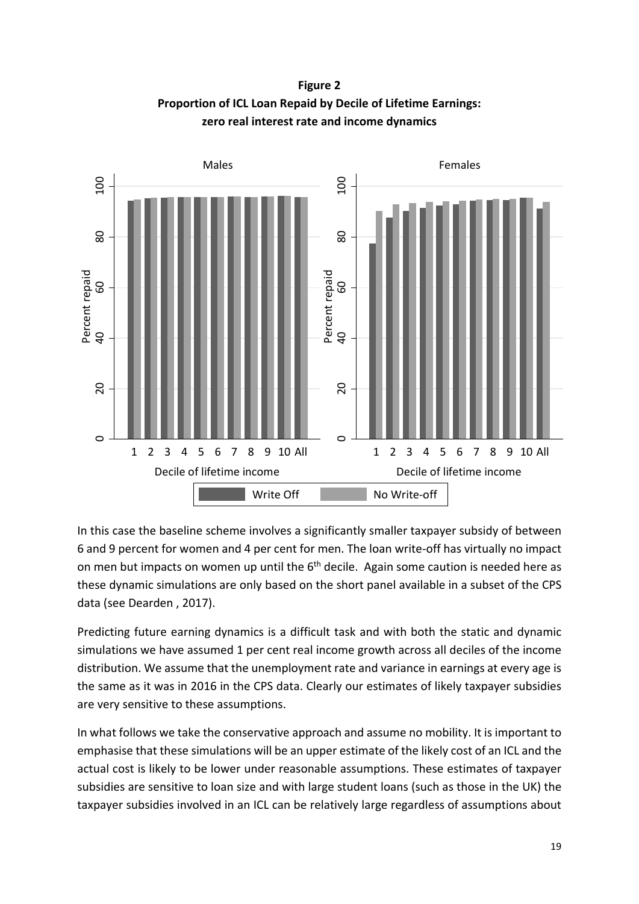**Figure 2**
**Proportion of ICL Loan Repaid by Decile of Lifetime Earnings: zero real interest rate and income dynamics**

In this case the baseline scheme involves a significantly smaller taxpayer subsidy of between 6 and 9 percent for women and 4 per cent for men. The loan write-off has virtually no impact on men but impacts on women up until the 6[th] decile. Again some caution is needed here as these dynamic simulations are only based on the short panel available in a subset of the CPS data (see Dearden , 2017).

Predicting future earning dynamics is a difficult task and with both the static and dynamic simulations we have assumed 1 per cent real income growth across all deciles of the income distribution. We assume that the unemployment rate and variance in earnings at every age is the same as it was in 2016 in the CPS data. Clearly our estimates of likely taxpayer subsidies are very sensitive to these assumptions.

In what follows we take the conservative approach and assume no mobility. It is important to emphasise that these simulations will be an upper estimate of the likely cost of an ICL and the actual cost is likely to be lower under reasonable assumptions. These estimates of taxpayer subsidies are sensitive to loan size and with large student loans (such as those in the UK) the taxpayer subsidies involved in an ICL can be relatively large regardless of assumptions about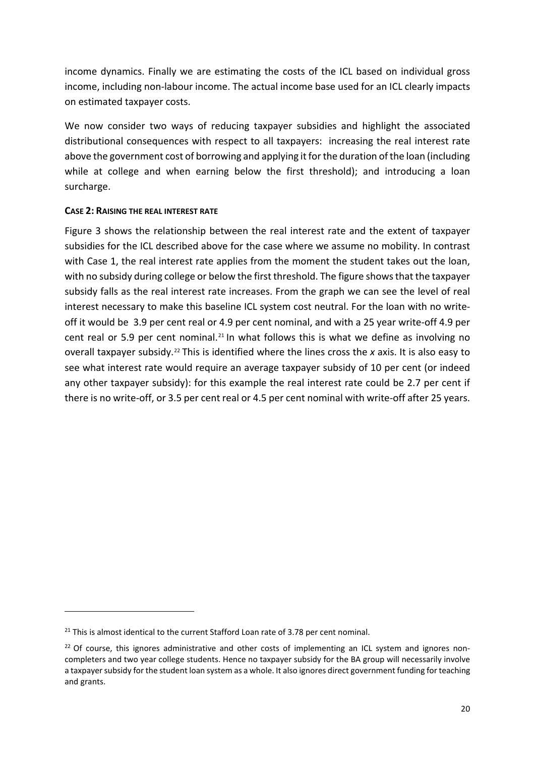income dynamics. Finally we are estimating the costs of the ICL based on individual gross income, including non-labour income. The actual income base used for an ICL clearly impacts on estimated taxpayer costs.

We now consider two ways of reducing taxpayer subsidies and highlight the associated distributional consequences with respect to all taxpayers: increasing the real interest rate above the government cost of borrowing and applying it for the duration of the loan (including while at college and when earning below the first threshold); and introducing a loan surcharge.

**CASE 2: RAISING THE REAL INTEREST RATE**

Figure 3 shows the relationship between the real interest rate and the extent of taxpayer subsidies for the ICL described above for the case where we assume no mobility. In contrast with Case 1, the real interest rate applies from the moment the student takes out the loan, with no subsidy during college or below the first threshold. The figure shows that the taxpayer subsidy falls as the real interest rate increases. From the graph we can see the level of real interest necessary to make this baseline ICL system cost neutral. For the loan with no write-off it would be 3.9 per cent real or 4.9 per cent nominal, and with a 25 year write-off 4.9 per cent real or 5.9 per cent nominal.[21] In what follows this is what we define as involving no overall taxpayer subsidy.[22] This is identified where the lines cross the *x* axis. It is also easy to see what interest rate would require an average taxpayer subsidy of 10 per cent (or indeed any other taxpayer subsidy): for this example the real interest rate could be 2.7 per cent if there is no write-off, or 3.5 per cent real or 4.5 per cent nominal with write-off after 25 years.

[21] This is almost identical to the current Stafford Loan rate of 3.78 per cent nominal.

[22] Of course, this ignores administrative and other costs of implementing an ICL system and ignores non-completers and two year college students. Hence no taxpayer subsidy for the BA group will necessarily involve a taxpayer subsidy for the student loan system as a whole. It also ignores direct government funding for teaching and grants.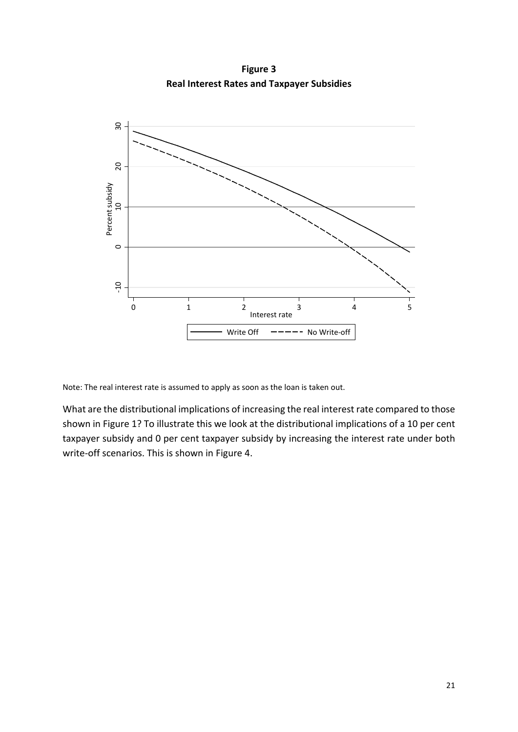**Figure 3**
**Real Interest Rates and Taxpayer Subsidies**

Note: The real interest rate is assumed to apply as soon as the loan is taken out.

What are the distributional implications of increasing the real interest rate compared to those shown in Figure 1? To illustrate this we look at the distributional implications of a 10 per cent taxpayer subsidy and 0 per cent taxpayer subsidy by increasing the interest rate under both write-off scenarios. This is shown in Figure 4.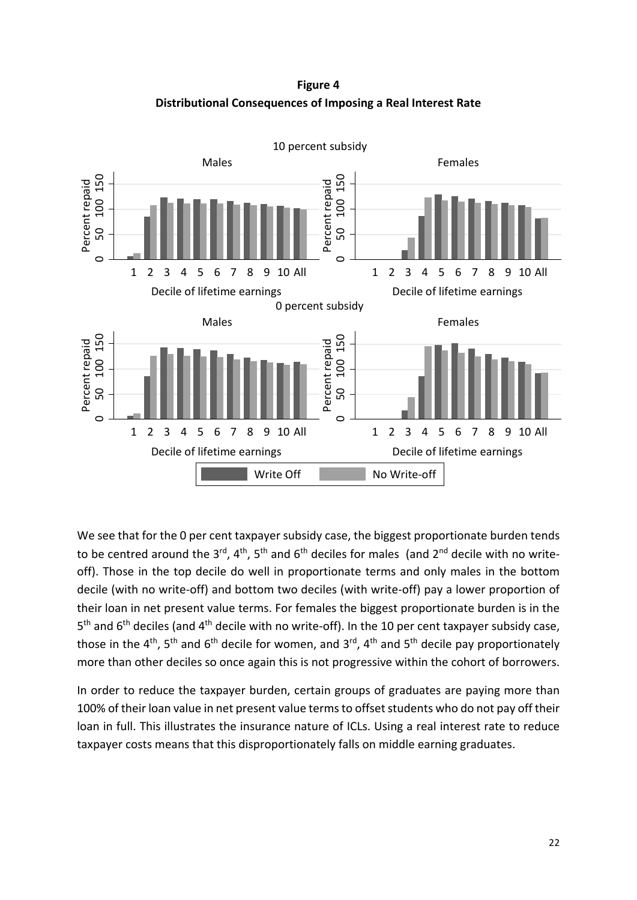**Figure 4**
**Distributional Consequences of Imposing a Real Interest Rate**

We see that for the 0 per cent taxpayer subsidy case, the biggest proportionate burden tends to be centred around the 3rd, 4th, 5th and 6th deciles for males (and 2nd decile with no write-off). Those in the top decile do well in proportionate terms and only males in the bottom decile (with no write-off) and bottom two deciles (with write-off) pay a lower proportion of their loan in net present value terms. For females the biggest proportionate burden is in the 5th and 6th deciles (and 4th decile with no write-off). In the 10 per cent taxpayer subsidy case, those in the 4th, 5th and 6th decile for women, and 3rd, 4th and 5th decile pay proportionately more than other deciles so once again this is not progressive within the cohort of borrowers.

In order to reduce the taxpayer burden, certain groups of graduates are paying more than 100% of their loan value in net present value terms to offset students who do not pay off their loan in full. This illustrates the insurance nature of ICLs. Using a real interest rate to reduce taxpayer costs means that this disproportionately falls on middle earning graduates.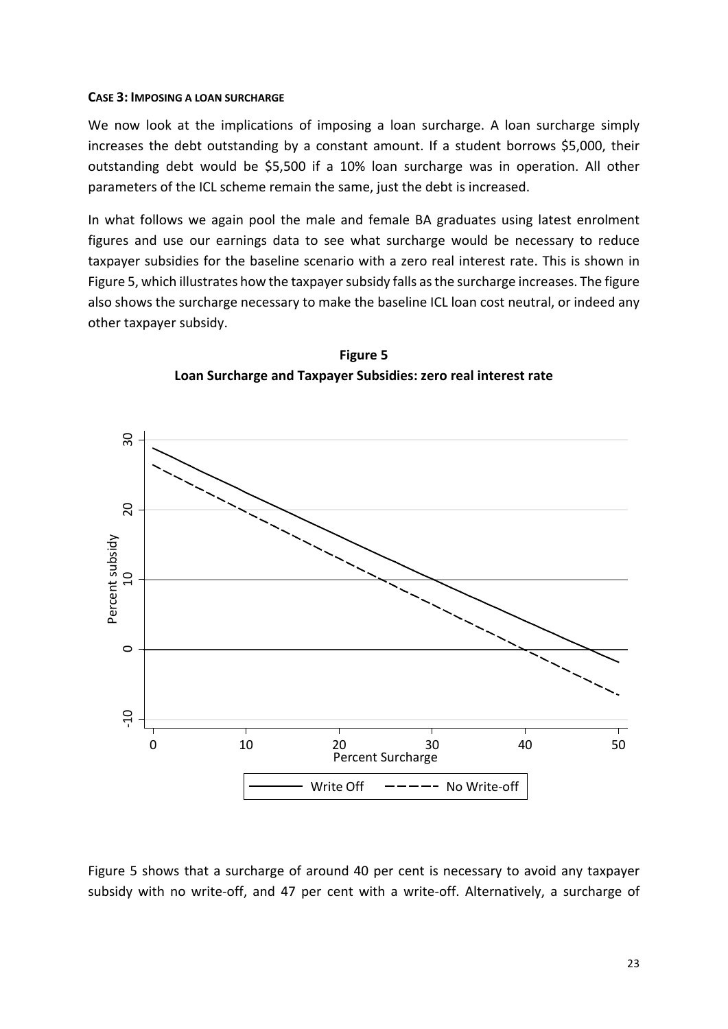**CASE 3: IMPOSING A LOAN SURCHARGE**

We now look at the implications of imposing a loan surcharge. A loan surcharge simply increases the debt outstanding by a constant amount. If a student borrows $5,000, their outstanding debt would be $5,500 if a 10% loan surcharge was in operation. All other parameters of the ICL scheme remain the same, just the debt is increased.

In what follows we again pool the male and female BA graduates using latest enrolment figures and use our earnings data to see what surcharge would be necessary to reduce taxpayer subsidies for the baseline scenario with a zero real interest rate. This is shown in Figure 5, which illustrates how the taxpayer subsidy falls as the surcharge increases. The figure also shows the surcharge necessary to make the baseline ICL loan cost neutral, or indeed any other taxpayer subsidy.

**Figure 5**
**Loan Surcharge and Taxpayer Subsidies: zero real interest rate**

Figure 5 shows that a surcharge of around 40 per cent is necessary to avoid any taxpayer subsidy with no write-off, and 47 per cent with a write-off. Alternatively, a surcharge of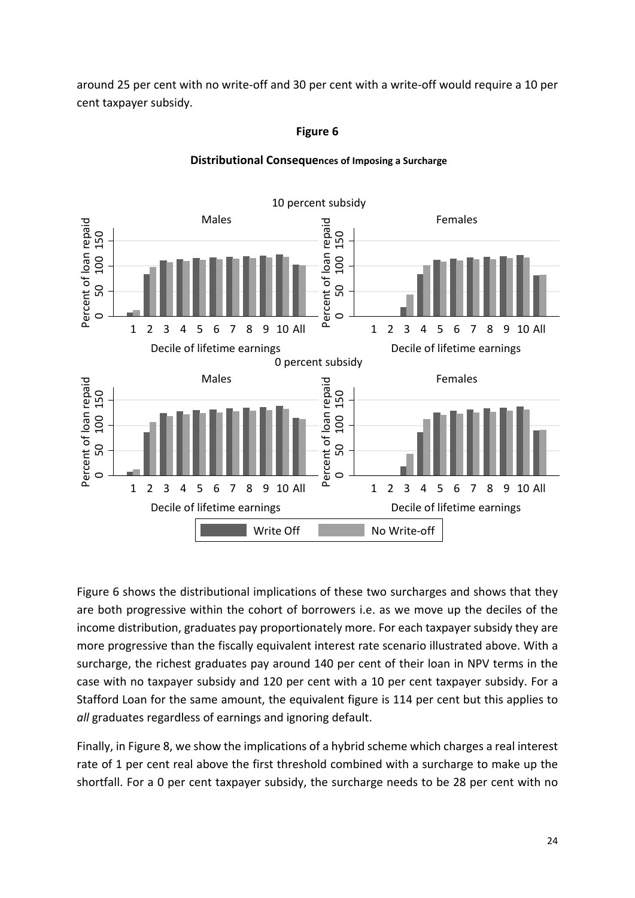around 25 per cent with no write-off and 30 per cent with a write-off would require a 10 per cent taxpayer subsidy.

**Figure 6**

**Distributional Consequences of Imposing a Surcharge**

Figure 6 shows the distributional implications of these two surcharges and shows that they are both progressive within the cohort of borrowers i.e. as we move up the deciles of the income distribution, graduates pay proportionately more. For each taxpayer subsidy they are more progressive than the fiscally equivalent interest rate scenario illustrated above. With a surcharge, the richest graduates pay around 140 per cent of their loan in NPV terms in the case with no taxpayer subsidy and 120 per cent with a 10 per cent taxpayer subsidy. For a Stafford Loan for the same amount, the equivalent figure is 114 per cent but this applies to *all* graduates regardless of earnings and ignoring default.

Finally, in Figure 8, we show the implications of a hybrid scheme which charges a real interest rate of 1 per cent real above the first threshold combined with a surcharge to make up the shortfall. For a 0 per cent taxpayer subsidy, the surcharge needs to be 28 per cent with no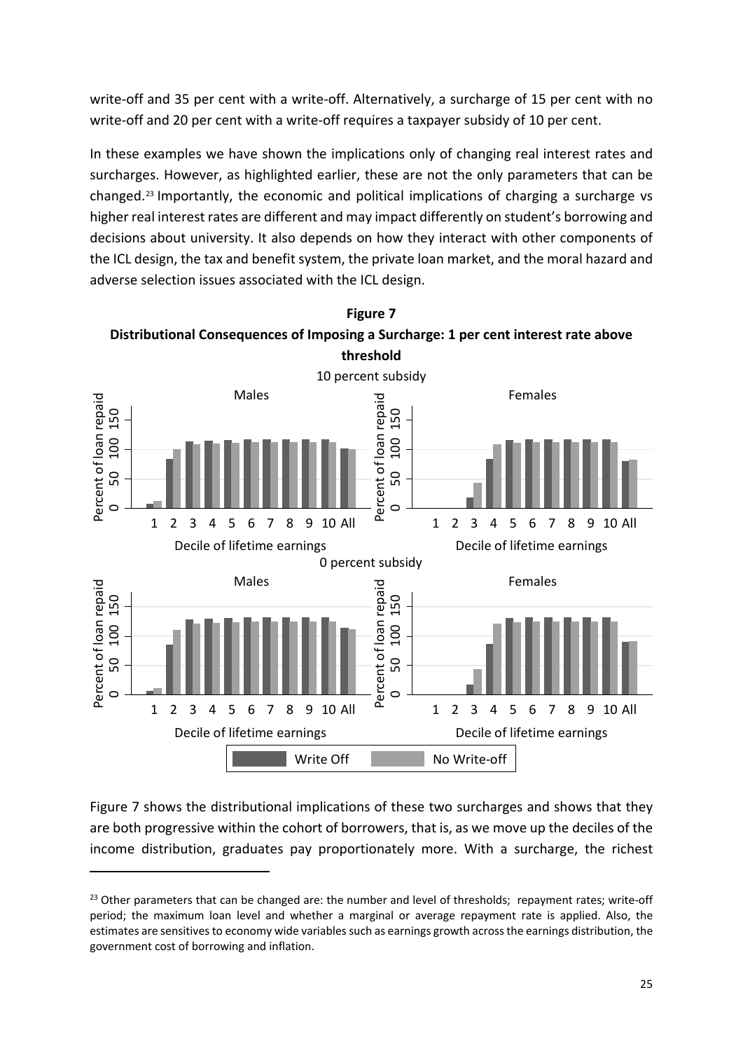write-off and 35 per cent with a write-off. Alternatively, a surcharge of 15 per cent with no write-off and 20 per cent with a write-off requires a taxpayer subsidy of 10 per cent.

In these examples we have shown the implications only of changing real interest rates and surcharges. However, as highlighted earlier, these are not the only parameters that can be changed.[23] Importantly, the economic and political implications of charging a surcharge vs higher real interest rates are different and may impact differently on student's borrowing and decisions about university. It also depends on how they interact with other components of the ICL design, the tax and benefit system, the private loan market, and the moral hazard and adverse selection issues associated with the ICL design.

**Figure 7**

**Distributional Consequences of Imposing a Surcharge: 1 per cent interest rate above threshold**

Figure 7 shows the distributional implications of these two surcharges and shows that they are both progressive within the cohort of borrowers, that is, as we move up the deciles of the income distribution, graduates pay proportionately more. With a surcharge, the richest

---

[23] Other parameters that can be changed are: the number and level of thresholds; repayment rates; write-off period; the maximum loan level and whether a marginal or average repayment rate is applied. Also, the estimates are sensitives to economy wide variables such as earnings growth across the earnings distribution, the government cost of borrowing and inflation.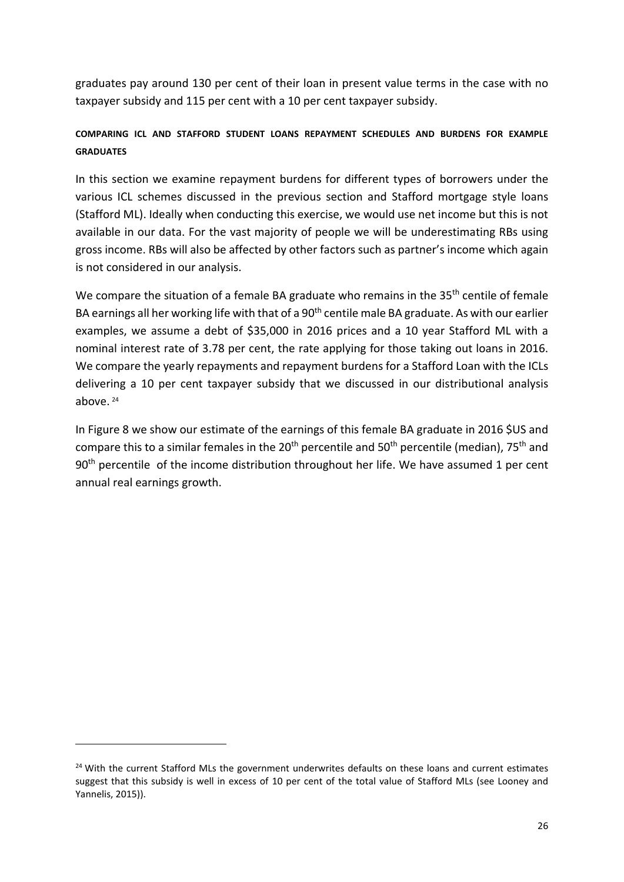graduates pay around 130 per cent of their loan in present value terms in the case with no taxpayer subsidy and 115 per cent with a 10 per cent taxpayer subsidy.

### COMPARING ICL AND STAFFORD STUDENT LOANS REPAYMENT SCHEDULES AND BURDENS FOR EXAMPLE GRADUATES

In this section we examine repayment burdens for different types of borrowers under the various ICL schemes discussed in the previous section and Stafford mortgage style loans (Stafford ML). Ideally when conducting this exercise, we would use net income but this is not available in our data. For the vast majority of people we will be underestimating RBs using gross income. RBs will also be affected by other factors such as partner's income which again is not considered in our analysis.

We compare the situation of a female BA graduate who remains in the 35th centile of female BA earnings all her working life with that of a 90th centile male BA graduate. As with our earlier examples, we assume a debt of $35,000 in 2016 prices and a 10 year Stafford ML with a nominal interest rate of 3.78 per cent, the rate applying for those taking out loans in 2016. We compare the yearly repayments and repayment burdens for a Stafford Loan with the ICLs delivering a 10 per cent taxpayer subsidy that we discussed in our distributional analysis above. [24]

In Figure 8 we show our estimate of the earnings of this female BA graduate in 2016 $US and compare this to a similar females in the 20th percentile and 50th percentile (median), 75th and 90th percentile of the income distribution throughout her life. We have assumed 1 per cent annual real earnings growth.

---

[24] With the current Stafford MLs the government underwrites defaults on these loans and current estimates suggest that this subsidy is well in excess of 10 per cent of the total value of Stafford MLs (see Looney and Yannelis, 2015)).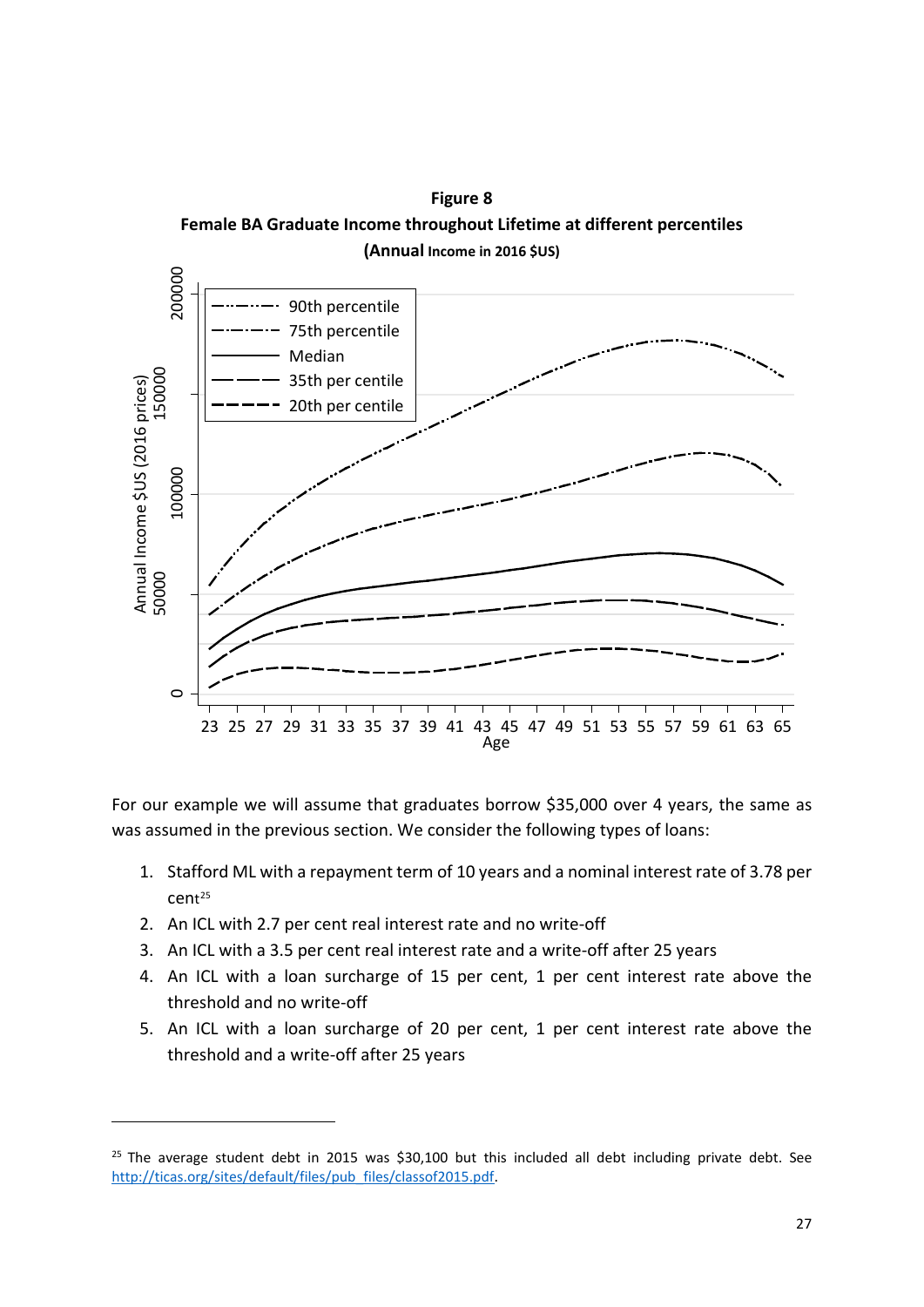**Figure 8**

**Female BA Graduate Income throughout Lifetime at different percentiles**

**(Annual Income in 2016 $US)**

For our example we will assume that graduates borrow $35,000 over 4 years, the same as was assumed in the previous section. We consider the following types of loans:

1. Stafford ML with a repayment term of 10 years and a nominal interest rate of 3.78 per cent[25]
2. An ICL with 2.7 per cent real interest rate and no write-off
3. An ICL with a 3.5 per cent real interest rate and a write-off after 25 years
4. An ICL with a loan surcharge of 15 per cent, 1 per cent interest rate above the threshold and no write-off
5. An ICL with a loan surcharge of 20 per cent, 1 per cent interest rate above the threshold and a write-off after 25 years

[25] The average student debt in 2015 was $30,100 but this included all debt including private debt. See http://ticas.org/sites/default/files/pub_files/classof2015.pdf.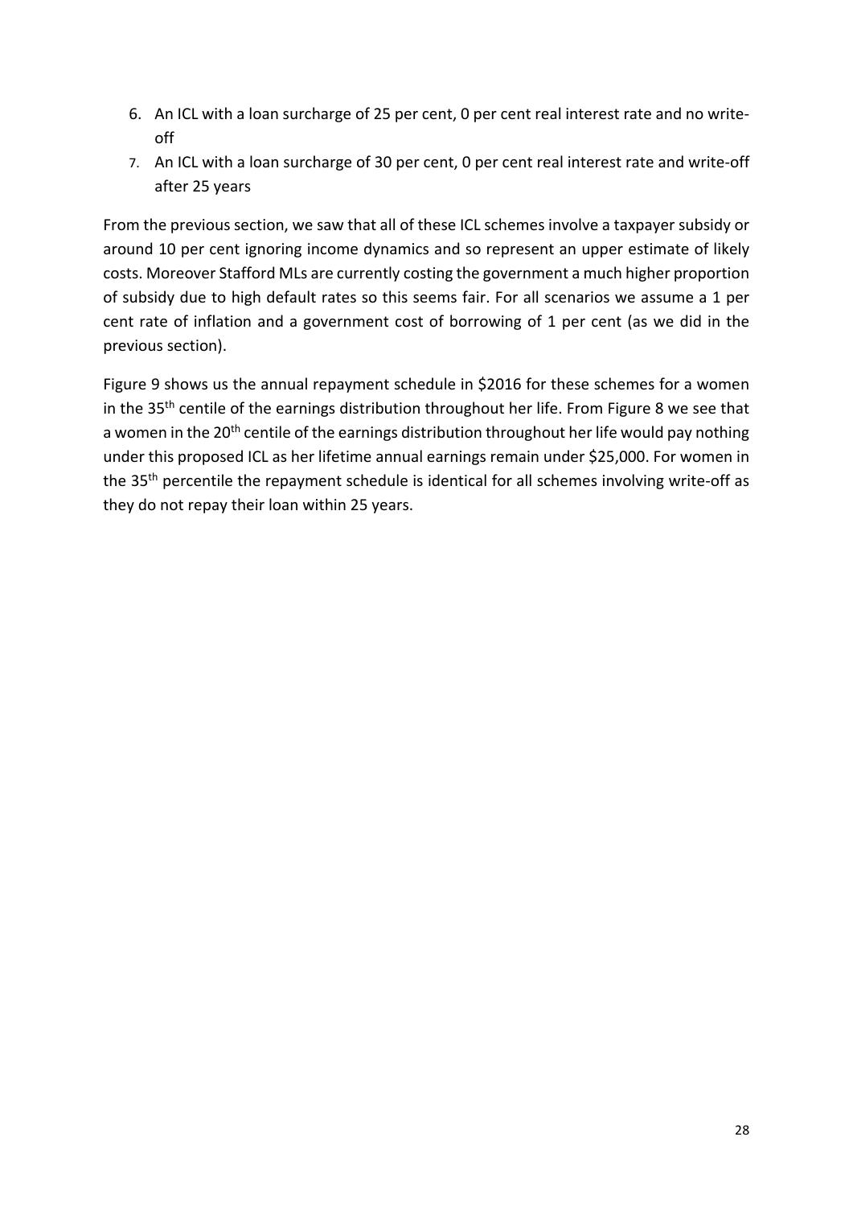6. An ICL with a loan surcharge of 25 per cent, 0 per cent real interest rate and no write-off
7. An ICL with a loan surcharge of 30 per cent, 0 per cent real interest rate and write-off after 25 years

From the previous section, we saw that all of these ICL schemes involve a taxpayer subsidy or around 10 per cent ignoring income dynamics and so represent an upper estimate of likely costs. Moreover Stafford MLs are currently costing the government a much higher proportion of subsidy due to high default rates so this seems fair. For all scenarios we assume a 1 per cent rate of inflation and a government cost of borrowing of 1 per cent (as we did in the previous section).

Figure 9 shows us the annual repayment schedule in $2016 for these schemes for a women in the 35th centile of the earnings distribution throughout her life. From Figure 8 we see that a women in the 20th centile of the earnings distribution throughout her life would pay nothing under this proposed ICL as her lifetime annual earnings remain under $25,000. For women in the 35th percentile the repayment schedule is identical for all schemes involving write-off as they do not repay their loan within 25 years.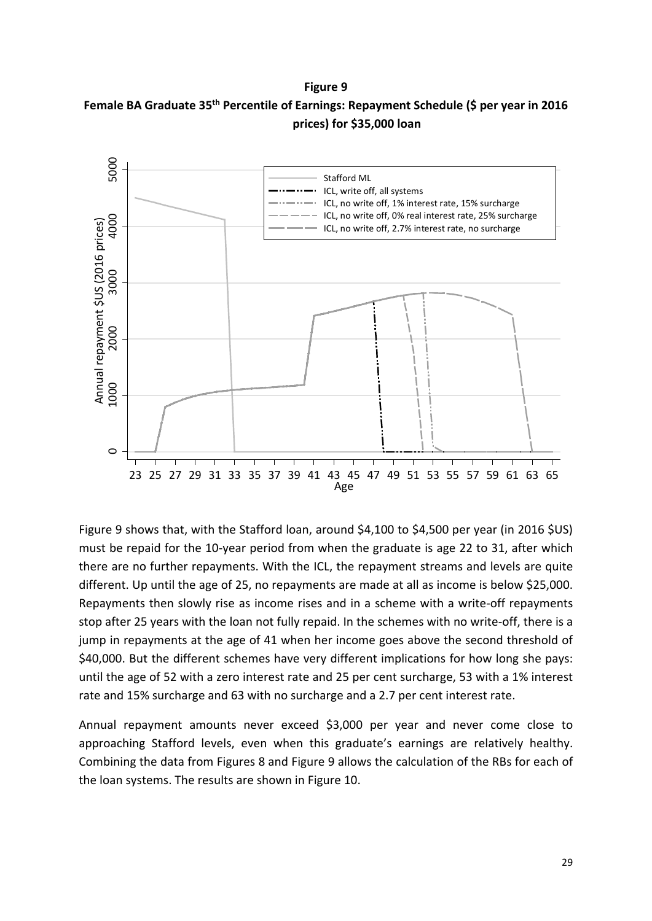**Figure 9**

**Female BA Graduate 35th Percentile of Earnings: Repayment Schedule ($ per year in 2016 prices) for $35,000 loan**

Figure 9 shows that, with the Stafford loan, around $4,100 to $4,500 per year (in 2016 $US) must be repaid for the 10-year period from when the graduate is age 22 to 31, after which there are no further repayments. With the ICL, the repayment streams and levels are quite different. Up until the age of 25, no repayments are made at all as income is below $25,000. Repayments then slowly rise as income rises and in a scheme with a write-off repayments stop after 25 years with the loan not fully repaid. In the schemes with no write-off, there is a jump in repayments at the age of 41 when her income goes above the second threshold of $40,000. But the different schemes have very different implications for how long she pays: until the age of 52 with a zero interest rate and 25 per cent surcharge, 53 with a 1% interest rate and 15% surcharge and 63 with no surcharge and a 2.7 per cent interest rate.

Annual repayment amounts never exceed $3,000 per year and never come close to approaching Stafford levels, even when this graduate's earnings are relatively healthy. Combining the data from Figures 8 and Figure 9 allows the calculation of the RBs for each of the loan systems. The results are shown in Figure 10.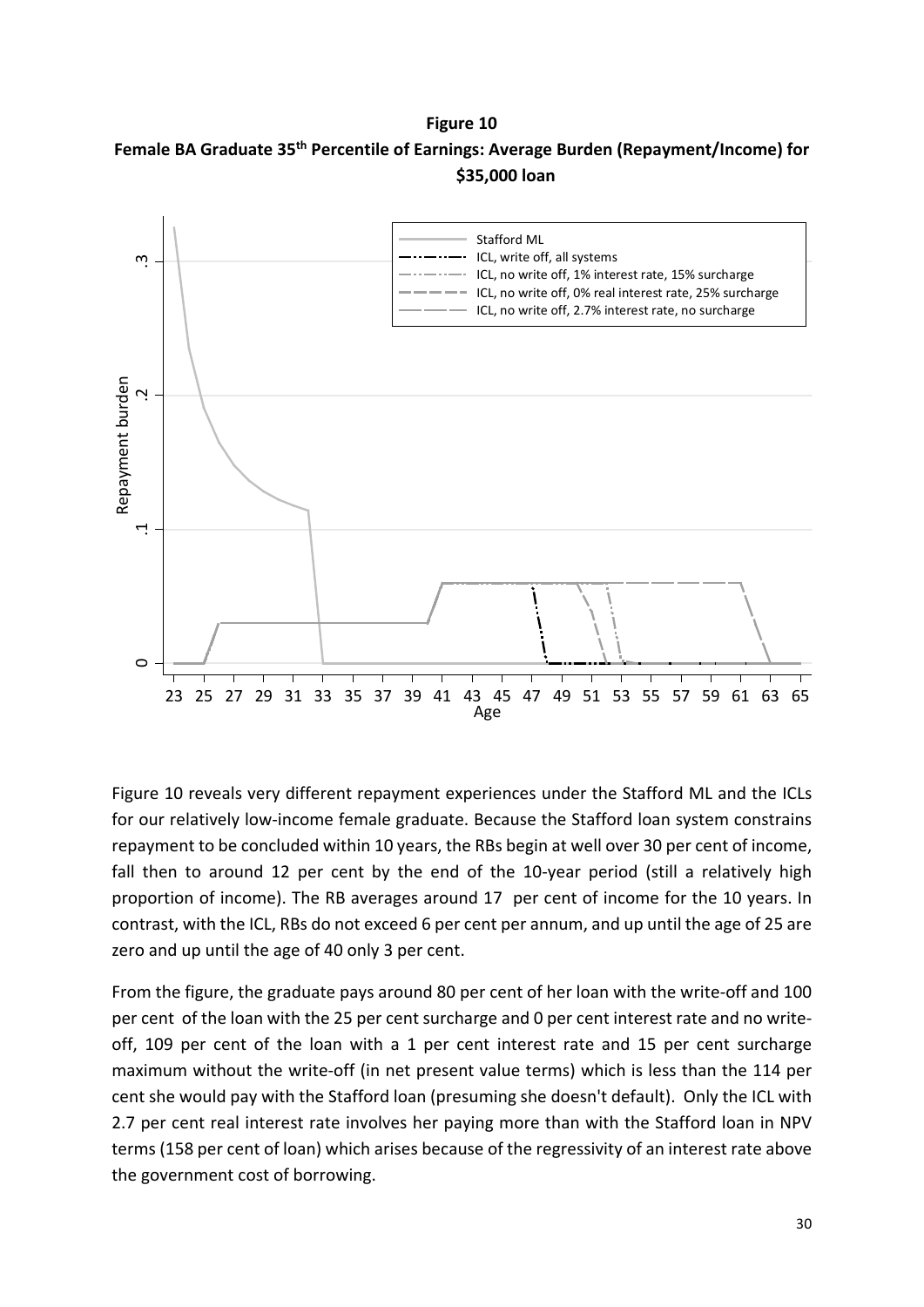**Figure 10**

**Female BA Graduate 35th Percentile of Earnings: Average Burden (Repayment/Income) for $35,000 loan**

Figure 10 reveals very different repayment experiences under the Stafford ML and the ICLs for our relatively low-income female graduate. Because the Stafford loan system constrains repayment to be concluded within 10 years, the RBs begin at well over 30 per cent of income, fall then to around 12 per cent by the end of the 10-year period (still a relatively high proportion of income). The RB averages around 17 per cent of income for the 10 years. In contrast, with the ICL, RBs do not exceed 6 per cent per annum, and up until the age of 25 are zero and up until the age of 40 only 3 per cent.

From the figure, the graduate pays around 80 per cent of her loan with the write-off and 100 per cent of the loan with the 25 per cent surcharge and 0 per cent interest rate and no write-off, 109 per cent of the loan with a 1 per cent interest rate and 15 per cent surcharge maximum without the write-off (in net present value terms) which is less than the 114 per cent she would pay with the Stafford loan (presuming she doesn't default). Only the ICL with 2.7 per cent real interest rate involves her paying more than with the Stafford loan in NPV terms (158 per cent of loan) which arises because of the regressivity of an interest rate above the government cost of borrowing.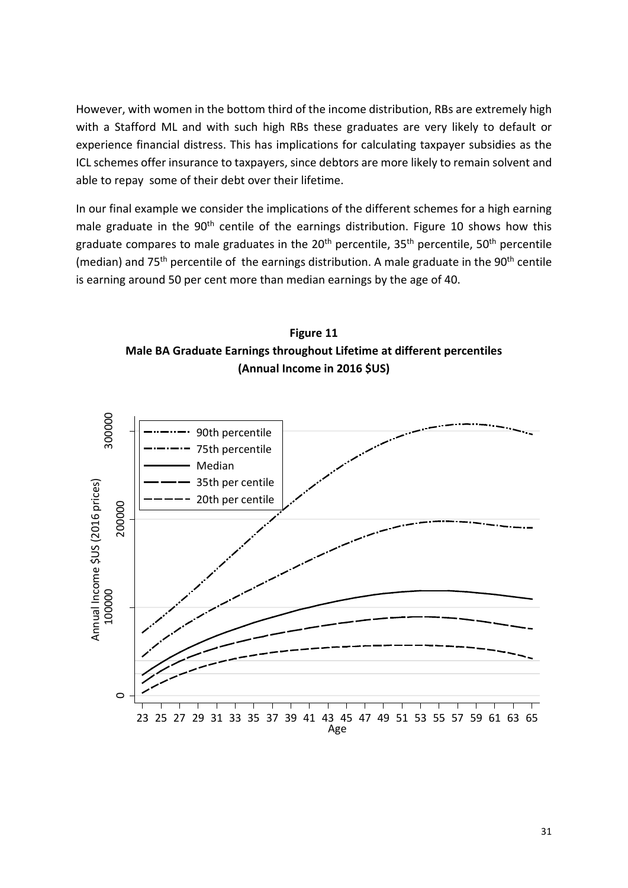However, with women in the bottom third of the income distribution, RBs are extremely high with a Stafford ML and with such high RBs these graduates are very likely to default or experience financial distress. This has implications for calculating taxpayer subsidies as the ICL schemes offer insurance to taxpayers, since debtors are more likely to remain solvent and able to repay some of their debt over their lifetime.

In our final example we consider the implications of the different schemes for a high earning male graduate in the 90th centile of the earnings distribution. Figure 10 shows how this graduate compares to male graduates in the 20th percentile, 35th percentile, 50th percentile (median) and 75th percentile of the earnings distribution. A male graduate in the 90th centile is earning around 50 per cent more than median earnings by the age of 40.

**Figure 11**
**Male BA Graduate Earnings throughout Lifetime at different percentiles (Annual Income in 2016 $US)**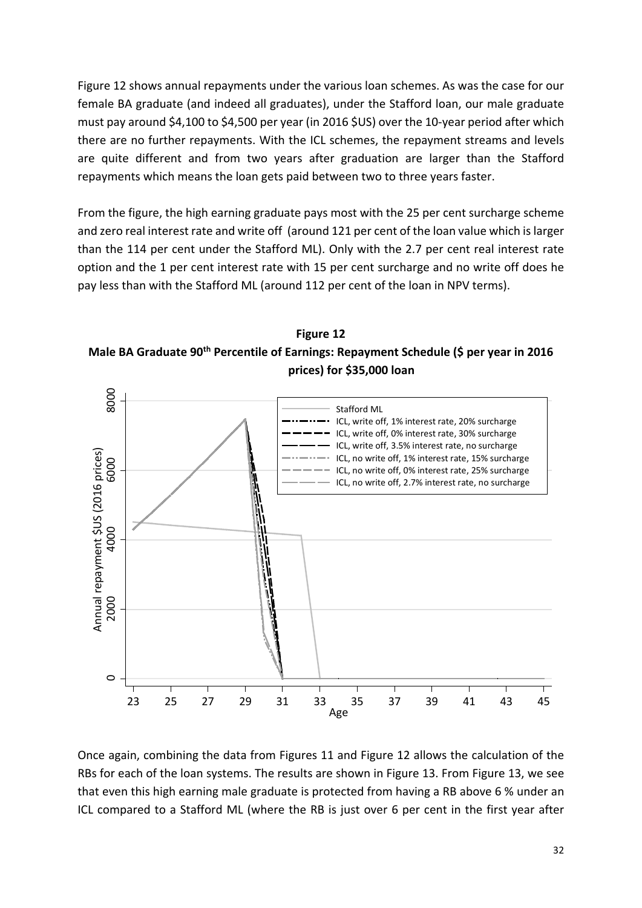Figure 12 shows annual repayments under the various loan schemes. As was the case for our female BA graduate (and indeed all graduates), under the Stafford loan, our male graduate must pay around \$4,100 to \$4,500 per year (in 2016 \$US) over the 10-year period after which there are no further repayments. With the ICL schemes, the repayment streams and levels are quite different and from two years after graduation are larger than the Stafford repayments which means the loan gets paid between two to three years faster.

From the figure, the high earning graduate pays most with the 25 per cent surcharge scheme and zero real interest rate and write off (around 121 per cent of the loan value which is larger than the 114 per cent under the Stafford ML). Only with the 2.7 per cent real interest rate option and the 1 per cent interest rate with 15 per cent surcharge and no write off does he pay less than with the Stafford ML (around 112 per cent of the loan in NPV terms).

**Figure 12**

**Male BA Graduate 90th Percentile of Earnings: Repayment Schedule (\$ per year in 2016 prices) for \$35,000 loan**

Once again, combining the data from Figures 11 and Figure 12 allows the calculation of the RBs for each of the loan systems. The results are shown in Figure 13. From Figure 13, we see that even this high earning male graduate is protected from having a RB above 6 % under an ICL compared to a Stafford ML (where the RB is just over 6 per cent in the first year after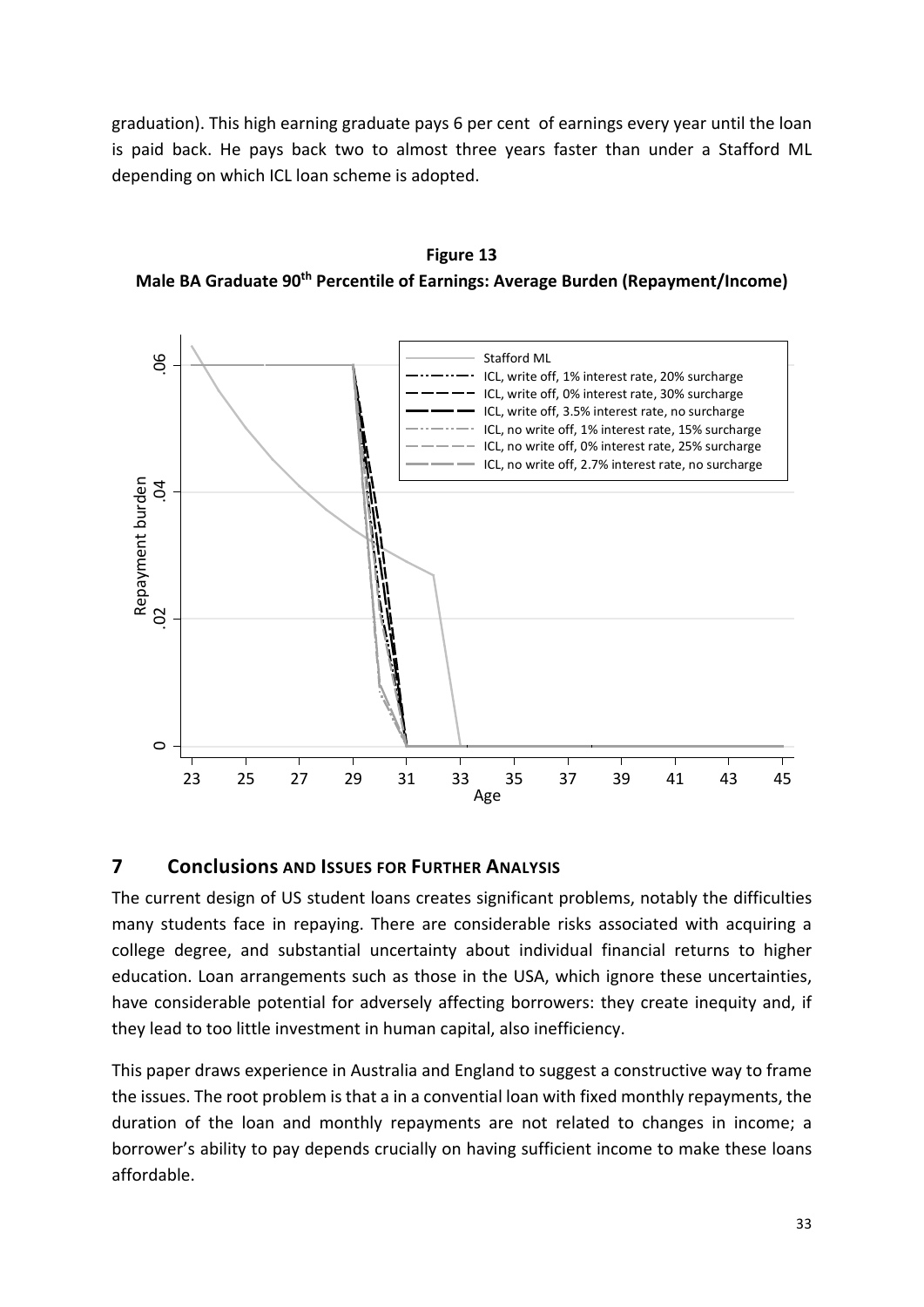graduation). This high earning graduate pays 6 per cent of earnings every year until the loan is paid back. He pays back two to almost three years faster than under a Stafford ML depending on which ICL loan scheme is adopted.

**Figure 13**
**Male BA Graduate 90th Percentile of Earnings: Average Burden (Repayment/Income)**

## 7 Conclusions and Issues for Further Analysis

The current design of US student loans creates significant problems, notably the difficulties many students face in repaying. There are considerable risks associated with acquiring a college degree, and substantial uncertainty about individual financial returns to higher education. Loan arrangements such as those in the USA, which ignore these uncertainties, have considerable potential for adversely affecting borrowers: they create inequity and, if they lead to too little investment in human capital, also inefficiency.

This paper draws experience in Australia and England to suggest a constructive way to frame the issues. The root problem is that a in a convential loan with fixed monthly repayments, the duration of the loan and monthly repayments are not related to changes in income; a borrower's ability to pay depends crucially on having sufficient income to make these loans affordable.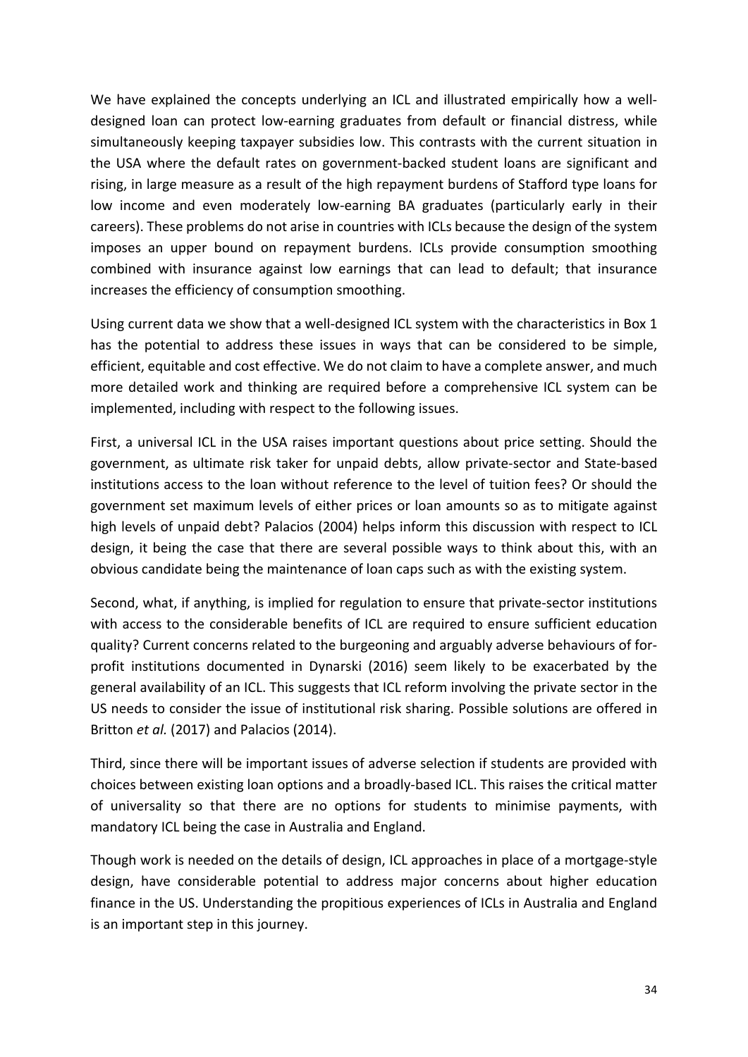We have explained the concepts underlying an ICL and illustrated empirically how a well-designed loan can protect low-earning graduates from default or financial distress, while simultaneously keeping taxpayer subsidies low. This contrasts with the current situation in the USA where the default rates on government-backed student loans are significant and rising, in large measure as a result of the high repayment burdens of Stafford type loans for low income and even moderately low-earning BA graduates (particularly early in their careers). These problems do not arise in countries with ICLs because the design of the system imposes an upper bound on repayment burdens. ICLs provide consumption smoothing combined with insurance against low earnings that can lead to default; that insurance increases the efficiency of consumption smoothing.

Using current data we show that a well-designed ICL system with the characteristics in Box 1 has the potential to address these issues in ways that can be considered to be simple, efficient, equitable and cost effective. We do not claim to have a complete answer, and much more detailed work and thinking are required before a comprehensive ICL system can be implemented, including with respect to the following issues.

First, a universal ICL in the USA raises important questions about price setting. Should the government, as ultimate risk taker for unpaid debts, allow private-sector and State-based institutions access to the loan without reference to the level of tuition fees? Or should the government set maximum levels of either prices or loan amounts so as to mitigate against high levels of unpaid debt? Palacios (2004) helps inform this discussion with respect to ICL design, it being the case that there are several possible ways to think about this, with an obvious candidate being the maintenance of loan caps such as with the existing system.

Second, what, if anything, is implied for regulation to ensure that private-sector institutions with access to the considerable benefits of ICL are required to ensure sufficient education quality? Current concerns related to the burgeoning and arguably adverse behaviours of for-profit institutions documented in Dynarski (2016) seem likely to be exacerbated by the general availability of an ICL. This suggests that ICL reform involving the private sector in the US needs to consider the issue of institutional risk sharing. Possible solutions are offered in Britton *et al.* (2017) and Palacios (2014).

Third, since there will be important issues of adverse selection if students are provided with choices between existing loan options and a broadly-based ICL. This raises the critical matter of universality so that there are no options for students to minimise payments, with mandatory ICL being the case in Australia and England.

Though work is needed on the details of design, ICL approaches in place of a mortgage-style design, have considerable potential to address major concerns about higher education finance in the US. Understanding the propitious experiences of ICLs in Australia and England is an important step in this journey.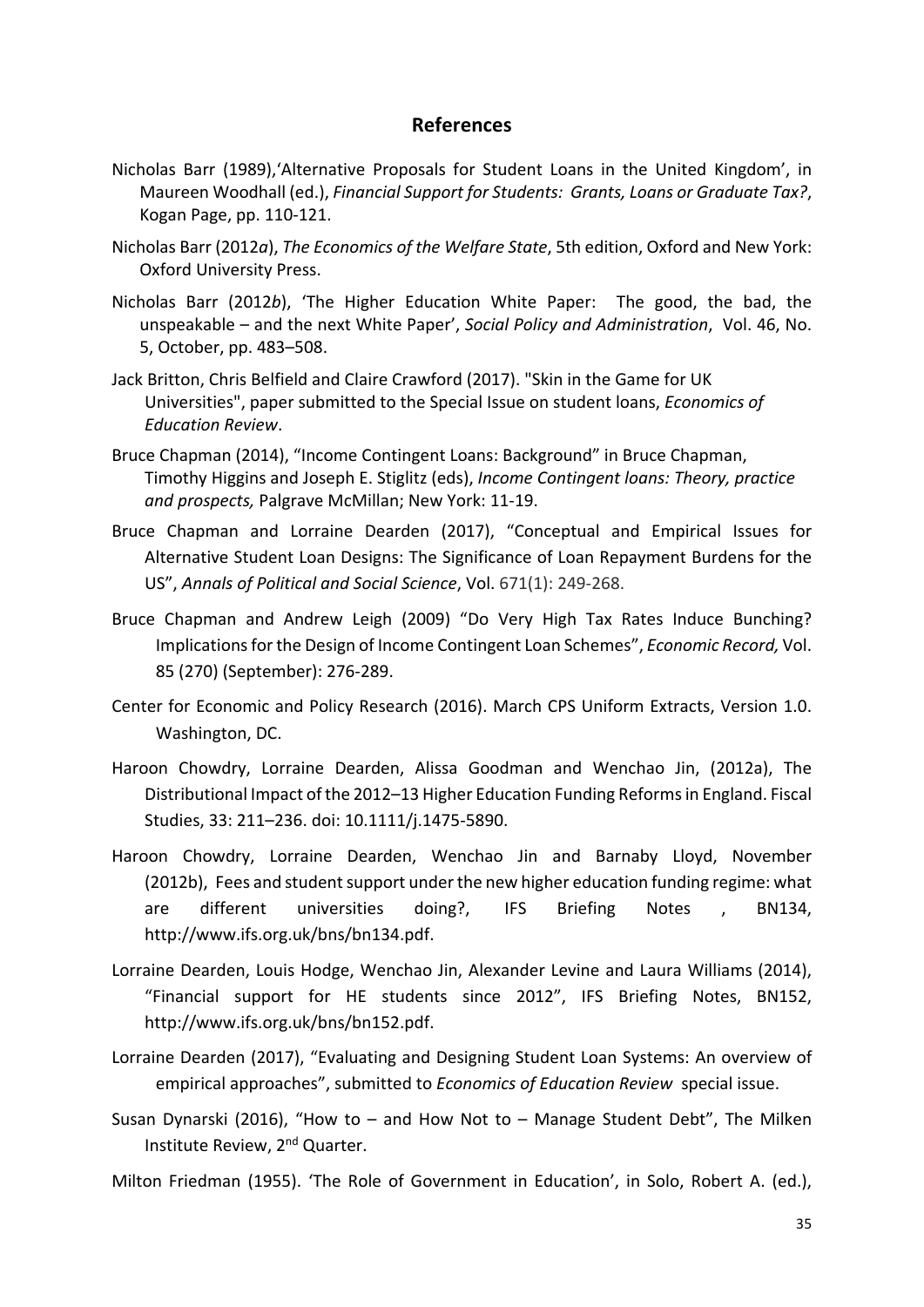## References

Nicholas Barr (1989),'Alternative Proposals for Student Loans in the United Kingdom', in Maureen Woodhall (ed.), *Financial Support for Students: Grants, Loans or Graduate Tax?*, Kogan Page, pp. 110-121.

Nicholas Barr (2012*a*), *The Economics of the Welfare State*, 5th edition, Oxford and New York: Oxford University Press.

Nicholas Barr (2012*b*), 'The Higher Education White Paper: The good, the bad, the unspeakable – and the next White Paper', *Social Policy and Administration*, Vol. 46, No. 5, October, pp. 483–508.

Jack Britton, Chris Belfield and Claire Crawford (2017). "Skin in the Game for UK Universities", paper submitted to the Special Issue on student loans, *Economics of Education Review*.

Bruce Chapman (2014), "Income Contingent Loans: Background" in Bruce Chapman, Timothy Higgins and Joseph E. Stiglitz (eds), *Income Contingent loans: Theory, practice and prospects,* Palgrave McMillan; New York: 11-19.

Bruce Chapman and Lorraine Dearden (2017), "Conceptual and Empirical Issues for Alternative Student Loan Designs: The Significance of Loan Repayment Burdens for the US", *Annals of Political and Social Science*, Vol. 671(1): 249-268.

Bruce Chapman and Andrew Leigh (2009) "Do Very High Tax Rates Induce Bunching? Implications for the Design of Income Contingent Loan Schemes", *Economic Record,* Vol. 85 (270) (September): 276-289.

Center for Economic and Policy Research (2016). March CPS Uniform Extracts, Version 1.0. Washington, DC.

Haroon Chowdry, Lorraine Dearden, Alissa Goodman and Wenchao Jin, (2012a), The Distributional Impact of the 2012–13 Higher Education Funding Reforms in England. Fiscal Studies, 33: 211–236. doi: 10.1111/j.1475-5890.

Haroon Chowdry, Lorraine Dearden, Wenchao Jin and Barnaby Lloyd, November (2012b), Fees and student support under the new higher education funding regime: what are different universities doing?, IFS Briefing Notes , BN134, http://www.ifs.org.uk/bns/bn134.pdf.

Lorraine Dearden, Louis Hodge, Wenchao Jin, Alexander Levine and Laura Williams (2014), "Financial support for HE students since 2012", IFS Briefing Notes, BN152, http://www.ifs.org.uk/bns/bn152.pdf.

Lorraine Dearden (2017), "Evaluating and Designing Student Loan Systems: An overview of empirical approaches", submitted to *Economics of Education Review* special issue.

Susan Dynarski (2016), "How to – and How Not to – Manage Student Debt", The Milken Institute Review, 2nd Quarter.

Milton Friedman (1955). 'The Role of Government in Education', in Solo, Robert A. (ed.),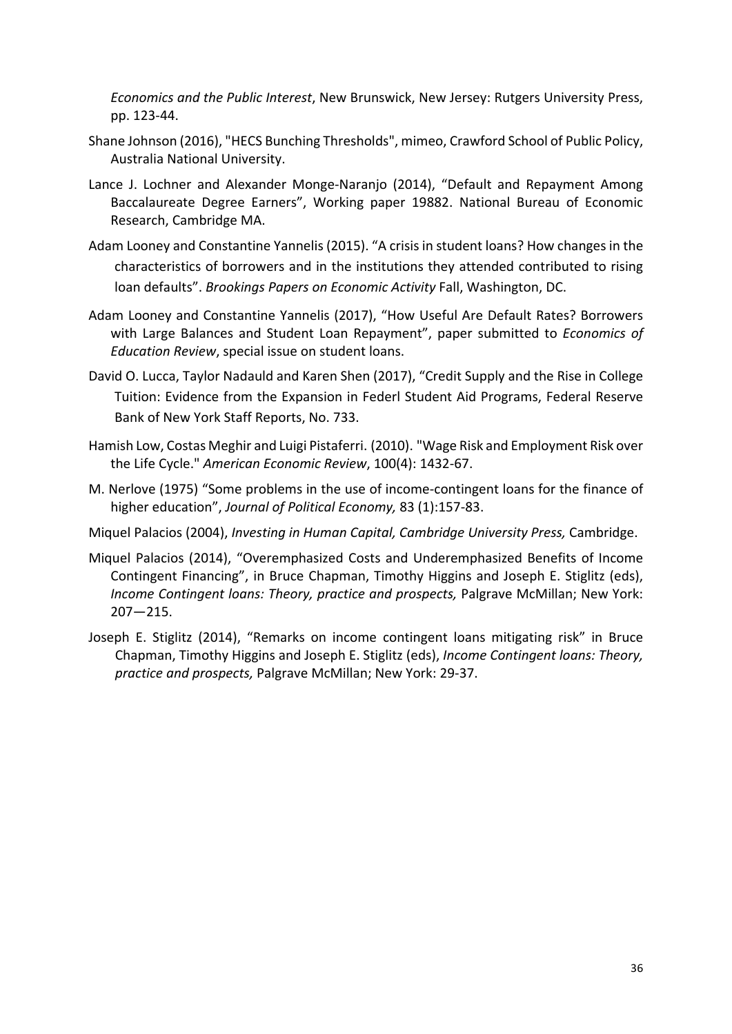*Economics and the Public Interest*, New Brunswick, New Jersey: Rutgers University Press, pp. 123-44.

Shane Johnson (2016), "HECS Bunching Thresholds", mimeo, Crawford School of Public Policy, Australia National University.

Lance J. Lochner and Alexander Monge-Naranjo (2014), "Default and Repayment Among Baccalaureate Degree Earners", Working paper 19882. National Bureau of Economic Research, Cambridge MA.

Adam Looney and Constantine Yannelis (2015). "A crisis in student loans? How changes in the characteristics of borrowers and in the institutions they attended contributed to rising loan defaults". *Brookings Papers on Economic Activity* Fall, Washington, DC.

Adam Looney and Constantine Yannelis (2017), "How Useful Are Default Rates? Borrowers with Large Balances and Student Loan Repayment", paper submitted to *Economics of Education Review*, special issue on student loans.

David O. Lucca, Taylor Nadauld and Karen Shen (2017), "Credit Supply and the Rise in College Tuition: Evidence from the Expansion in Federl Student Aid Programs, Federal Reserve Bank of New York Staff Reports, No. 733.

Hamish Low, Costas Meghir and Luigi Pistaferri. (2010). "Wage Risk and Employment Risk over the Life Cycle." *American Economic Review*, 100(4): 1432-67.

M. Nerlove (1975) "Some problems in the use of income-contingent loans for the finance of higher education", *Journal of Political Economy,* 83 (1):157-83.

Miquel Palacios (2004), *Investing in Human Capital, Cambridge University Press,* Cambridge.

Miquel Palacios (2014), "Overemphasized Costs and Underemphasized Benefits of Income Contingent Financing", in Bruce Chapman, Timothy Higgins and Joseph E. Stiglitz (eds), *Income Contingent loans: Theory, practice and prospects,* Palgrave McMillan; New York: 207—215.

Joseph E. Stiglitz (2014), "Remarks on income contingent loans mitigating risk" in Bruce Chapman, Timothy Higgins and Joseph E. Stiglitz (eds), *Income Contingent loans: Theory, practice and prospects,* Palgrave McMillan; New York: 29-37.